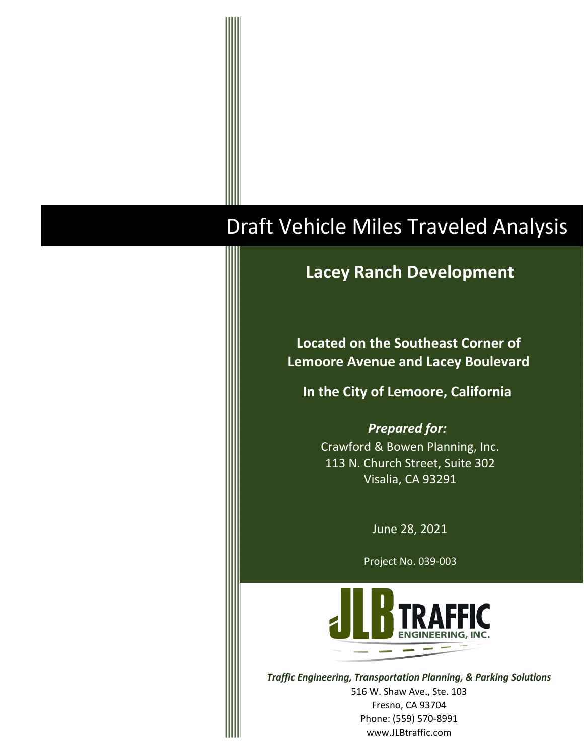# Draft Vehicle Miles Traveled Analysis

## Lacey Ranch Development

**Located on the Southeast Corner of Lemoore Avenue and Lacey Boulevard**

**In the City of Lemoore, California**

***Prepared for:***

Crawford & Bowen Planning, Inc.
113 N. Church Street, Suite 302
Visalia, CA 93291

June 28, 2021

Project No. 039-003

JLB TRAFFIC ENGINEERING, INC.

***Traffic Engineering, Transportation Planning, & Parking Solutions***

516 W. Shaw Ave., Ste. 103
Fresno, CA 93704
Phone: (559) 570-8991
www.JLBtraffic.com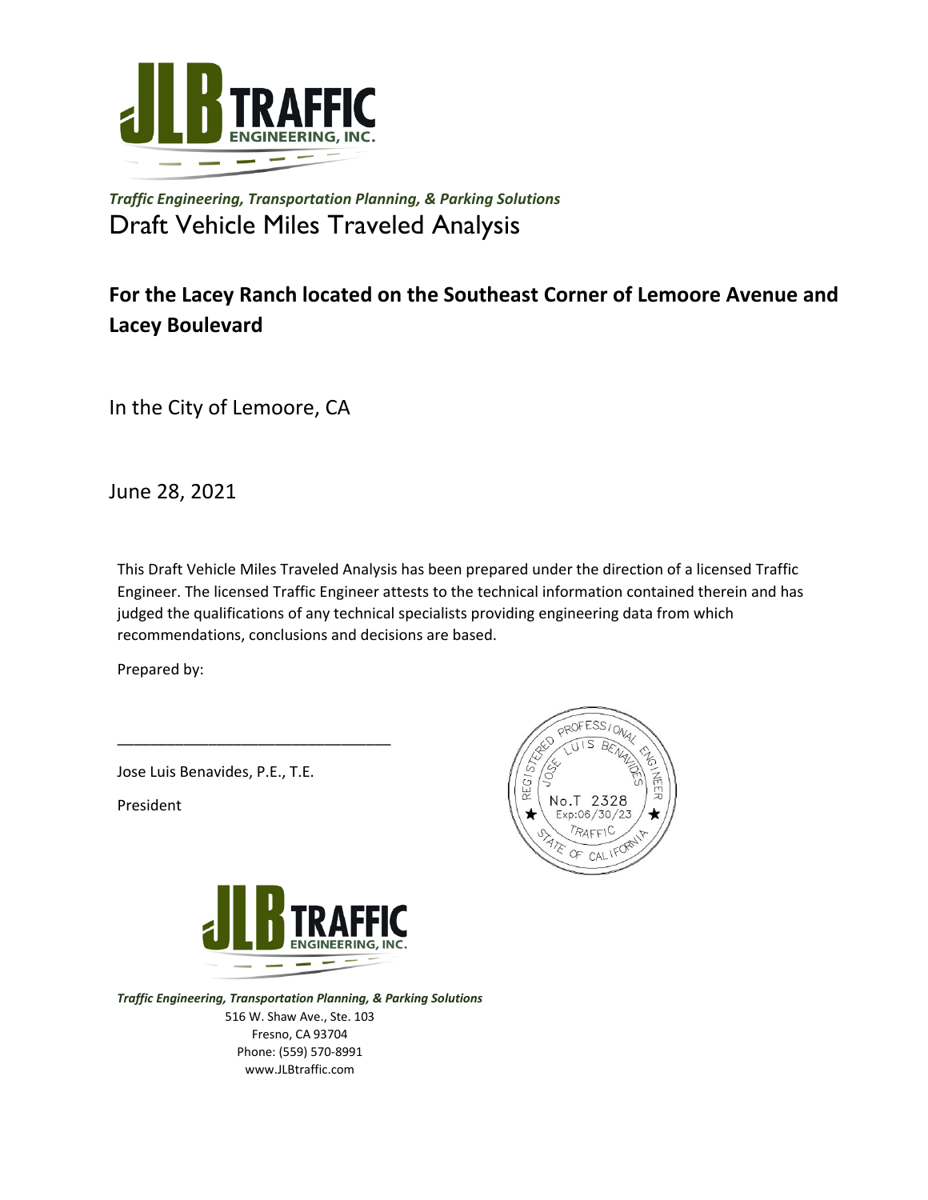*Traffic Engineering, Transportation Planning, & Parking Solutions*

# Draft Vehicle Miles Traveled Analysis

## For the Lacey Ranch located on the Southeast Corner of Lemoore Avenue and Lacey Boulevard

In the City of Lemoore, CA

June 28, 2021

This Draft Vehicle Miles Traveled Analysis has been prepared under the direction of a licensed Traffic Engineer. The licensed Traffic Engineer attests to the technical information contained therein and has judged the qualifications of any technical specialists providing engineering data from which recommendations, conclusions and decisions are based.

Prepared by:

\_\_\_\_\_\_\_\_\_\_\_\_\_\_\_\_\_\_\_\_\_\_\_\_\_\_\_\_\_\_\_\_

Jose Luis Benavides, P.E., T.E.

President

REGISTERED PROFESSIONAL ENGINEER
JOSE LUIS BENAVIDES
No.T 2328
Exp:06/30/23
TRAFFIC
STATE OF CALIFORNIA

*Traffic Engineering, Transportation Planning, & Parking Solutions*

516 W. Shaw Ave., Ste. 103
Fresno, CA 93704
Phone: (559) 570-8991
www.JLBtraffic.com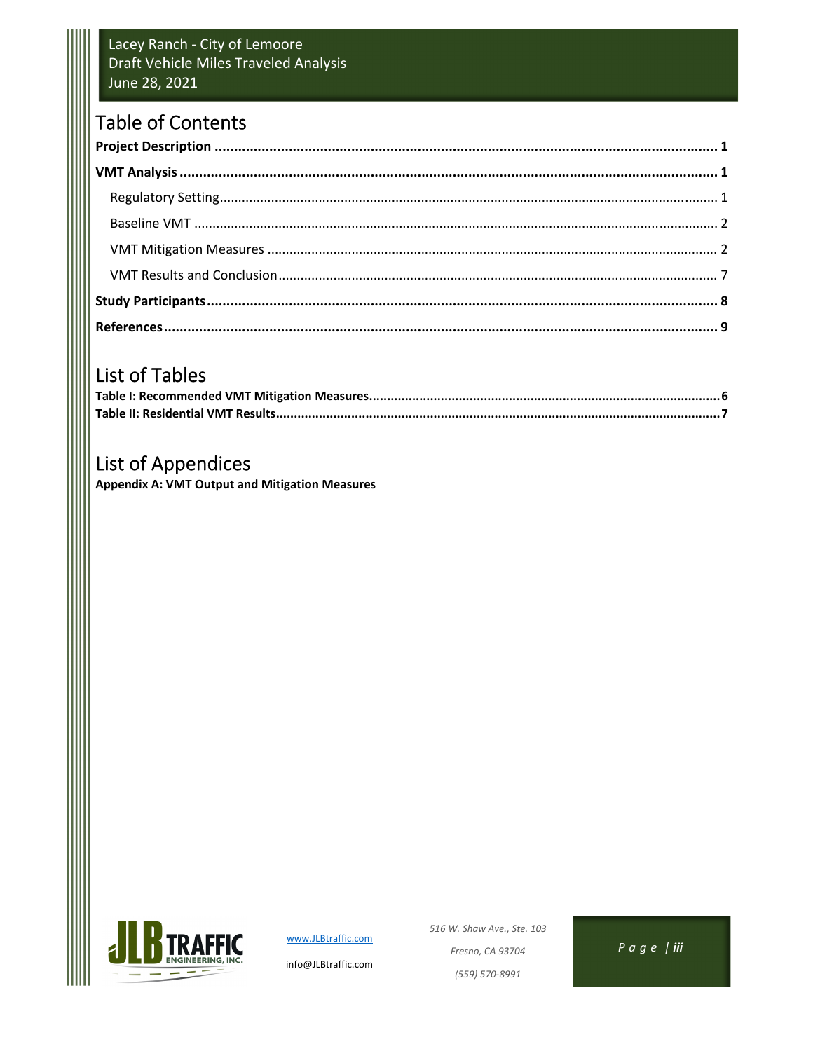# Table of Contents

**Project Description** .......... **1**

**VMT Analysis** .......... **1**

- Regulatory Setting .......... 1
- Baseline VMT .......... 2
- VMT Mitigation Measures .......... 2
- VMT Results and Conclusion .......... 7

**Study Participants** .......... **8**

**References** .......... **9**

# List of Tables

**Table I: Recommended VMT Mitigation Measures** .......... **6**

**Table II: Residential VMT Results** .......... **7**

# List of Appendices

**Appendix A: VMT Output and Mitigation Measures**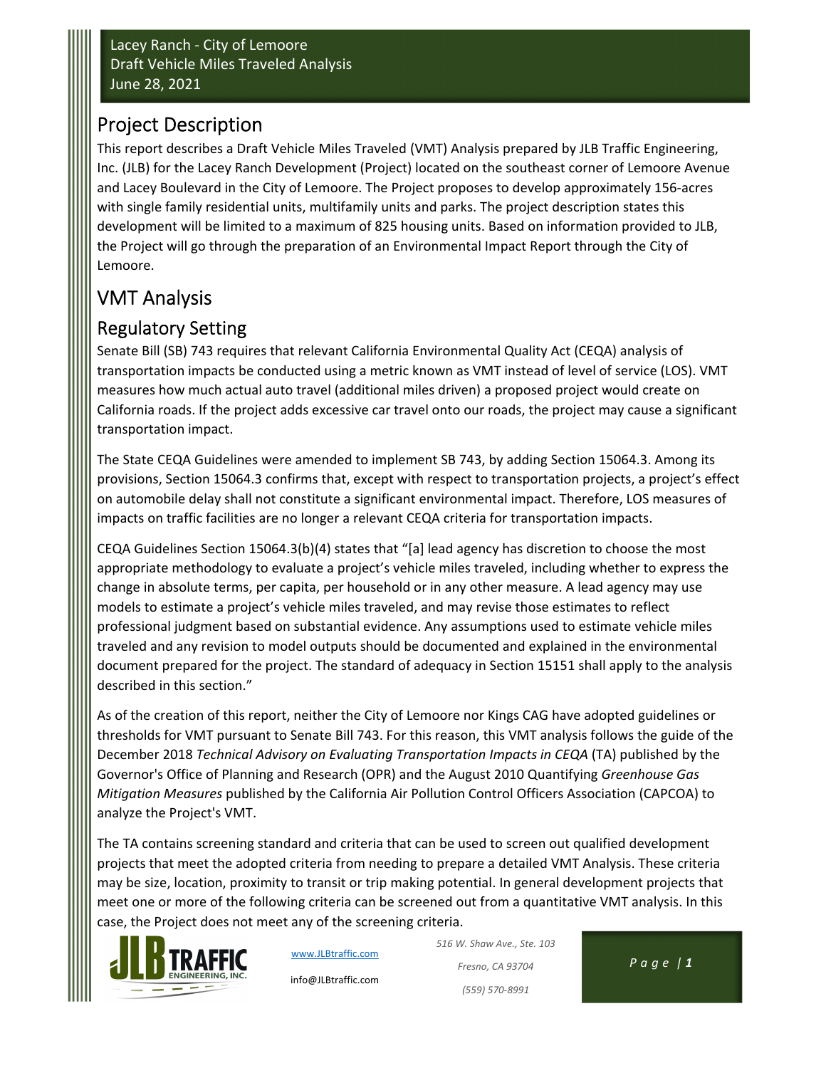## Project Description

This report describes a Draft Vehicle Miles Traveled (VMT) Analysis prepared by JLB Traffic Engineering, Inc. (JLB) for the Lacey Ranch Development (Project) located on the southeast corner of Lemoore Avenue and Lacey Boulevard in the City of Lemoore. The Project proposes to develop approximately 156-acres with single family residential units, multifamily units and parks. The project description states this development will be limited to a maximum of 825 housing units. Based on information provided to JLB, the Project will go through the preparation of an Environmental Impact Report through the City of Lemoore.

# VMT Analysis

## Regulatory Setting

Senate Bill (SB) 743 requires that relevant California Environmental Quality Act (CEQA) analysis of transportation impacts be conducted using a metric known as VMT instead of level of service (LOS). VMT measures how much actual auto travel (additional miles driven) a proposed project would create on California roads. If the project adds excessive car travel onto our roads, the project may cause a significant transportation impact.

The State CEQA Guidelines were amended to implement SB 743, by adding Section 15064.3. Among its provisions, Section 15064.3 confirms that, except with respect to transportation projects, a project's effect on automobile delay shall not constitute a significant environmental impact. Therefore, LOS measures of impacts on traffic facilities are no longer a relevant CEQA criteria for transportation impacts.

CEQA Guidelines Section 15064.3(b)(4) states that "[a] lead agency has discretion to choose the most appropriate methodology to evaluate a project's vehicle miles traveled, including whether to express the change in absolute terms, per capita, per household or in any other measure. A lead agency may use models to estimate a project's vehicle miles traveled, and may revise those estimates to reflect professional judgment based on substantial evidence. Any assumptions used to estimate vehicle miles traveled and any revision to model outputs should be documented and explained in the environmental document prepared for the project. The standard of adequacy in Section 15151 shall apply to the analysis described in this section."

As of the creation of this report, neither the City of Lemoore nor Kings CAG have adopted guidelines or thresholds for VMT pursuant to Senate Bill 743. For this reason, this VMT analysis follows the guide of the December 2018 *Technical Advisory on Evaluating Transportation Impacts in CEQA* (TA) published by the Governor's Office of Planning and Research (OPR) and the August 2010 Quantifying *Greenhouse Gas Mitigation Measures* published by the California Air Pollution Control Officers Association (CAPCOA) to analyze the Project's VMT.

The TA contains screening standard and criteria that can be used to screen out qualified development projects that meet the adopted criteria from needing to prepare a detailed VMT Analysis. These criteria may be size, location, proximity to transit or trip making potential. In general development projects that meet one or more of the following criteria can be screened out from a quantitative VMT analysis. In this case, the Project does not meet any of the screening criteria.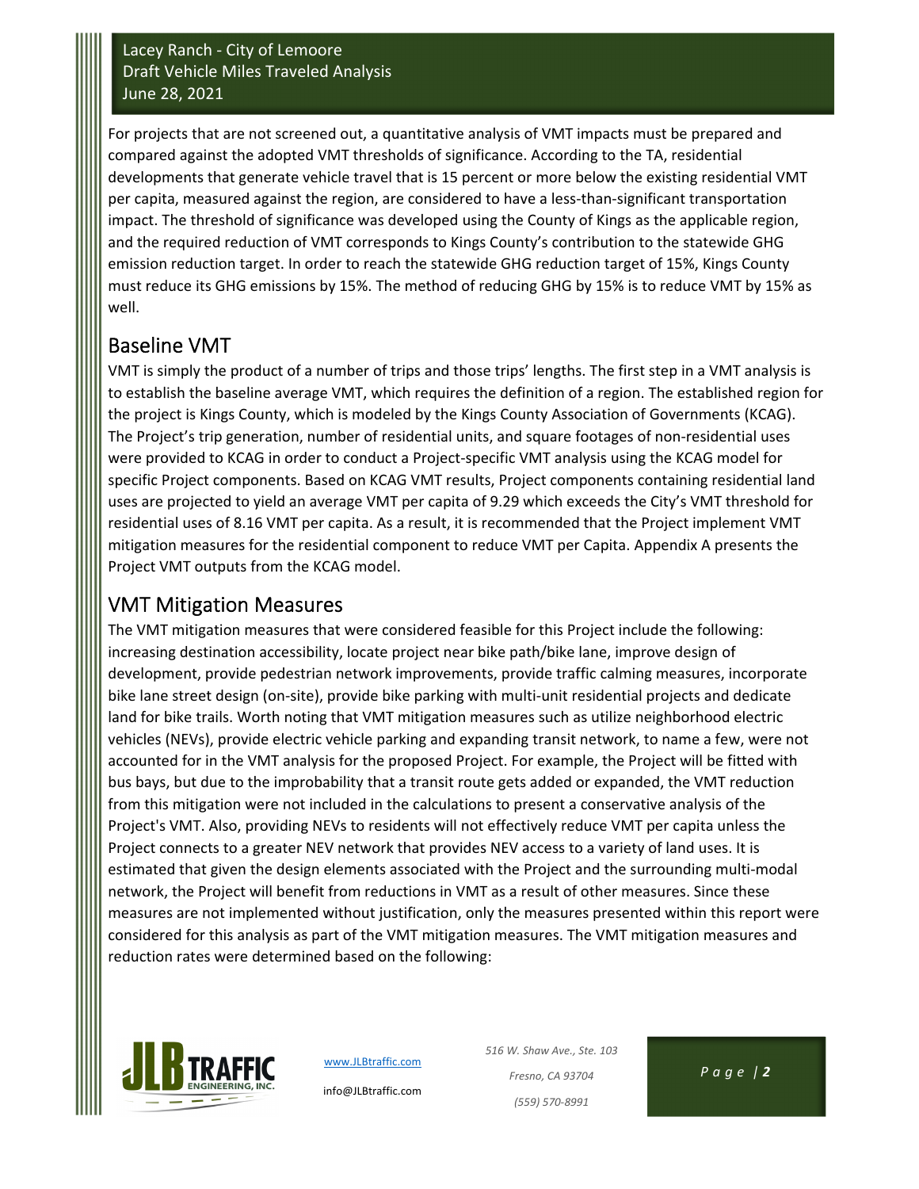For projects that are not screened out, a quantitative analysis of VMT impacts must be prepared and compared against the adopted VMT thresholds of significance. According to the TA, residential developments that generate vehicle travel that is 15 percent or more below the existing residential VMT per capita, measured against the region, are considered to have a less-than-significant transportation impact. The threshold of significance was developed using the County of Kings as the applicable region, and the required reduction of VMT corresponds to Kings County's contribution to the statewide GHG emission reduction target. In order to reach the statewide GHG reduction target of 15%, Kings County must reduce its GHG emissions by 15%. The method of reducing GHG by 15% is to reduce VMT by 15% as well.

## Baseline VMT

VMT is simply the product of a number of trips and those trips' lengths. The first step in a VMT analysis is to establish the baseline average VMT, which requires the definition of a region. The established region for the project is Kings County, which is modeled by the Kings County Association of Governments (KCAG). The Project's trip generation, number of residential units, and square footages of non-residential uses were provided to KCAG in order to conduct a Project-specific VMT analysis using the KCAG model for specific Project components. Based on KCAG VMT results, Project components containing residential land uses are projected to yield an average VMT per capita of 9.29 which exceeds the City's VMT threshold for residential uses of 8.16 VMT per capita. As a result, it is recommended that the Project implement VMT mitigation measures for the residential component to reduce VMT per Capita. Appendix A presents the Project VMT outputs from the KCAG model.

## VMT Mitigation Measures

The VMT mitigation measures that were considered feasible for this Project include the following: increasing destination accessibility, locate project near bike path/bike lane, improve design of development, provide pedestrian network improvements, provide traffic calming measures, incorporate bike lane street design (on-site), provide bike parking with multi-unit residential projects and dedicate land for bike trails. Worth noting that VMT mitigation measures such as utilize neighborhood electric vehicles (NEVs), provide electric vehicle parking and expanding transit network, to name a few, were not accounted for in the VMT analysis for the proposed Project. For example, the Project will be fitted with bus bays, but due to the improbability that a transit route gets added or expanded, the VMT reduction from this mitigation were not included in the calculations to present a conservative analysis of the Project's VMT. Also, providing NEVs to residents will not effectively reduce VMT per capita unless the Project connects to a greater NEV network that provides NEV access to a variety of land uses. It is estimated that given the design elements associated with the Project and the surrounding multi-modal network, the Project will benefit from reductions in VMT as a result of other measures. Since these measures are not implemented without justification, only the measures presented within this report were considered for this analysis as part of the VMT mitigation measures. The VMT mitigation measures and reduction rates were determined based on the following: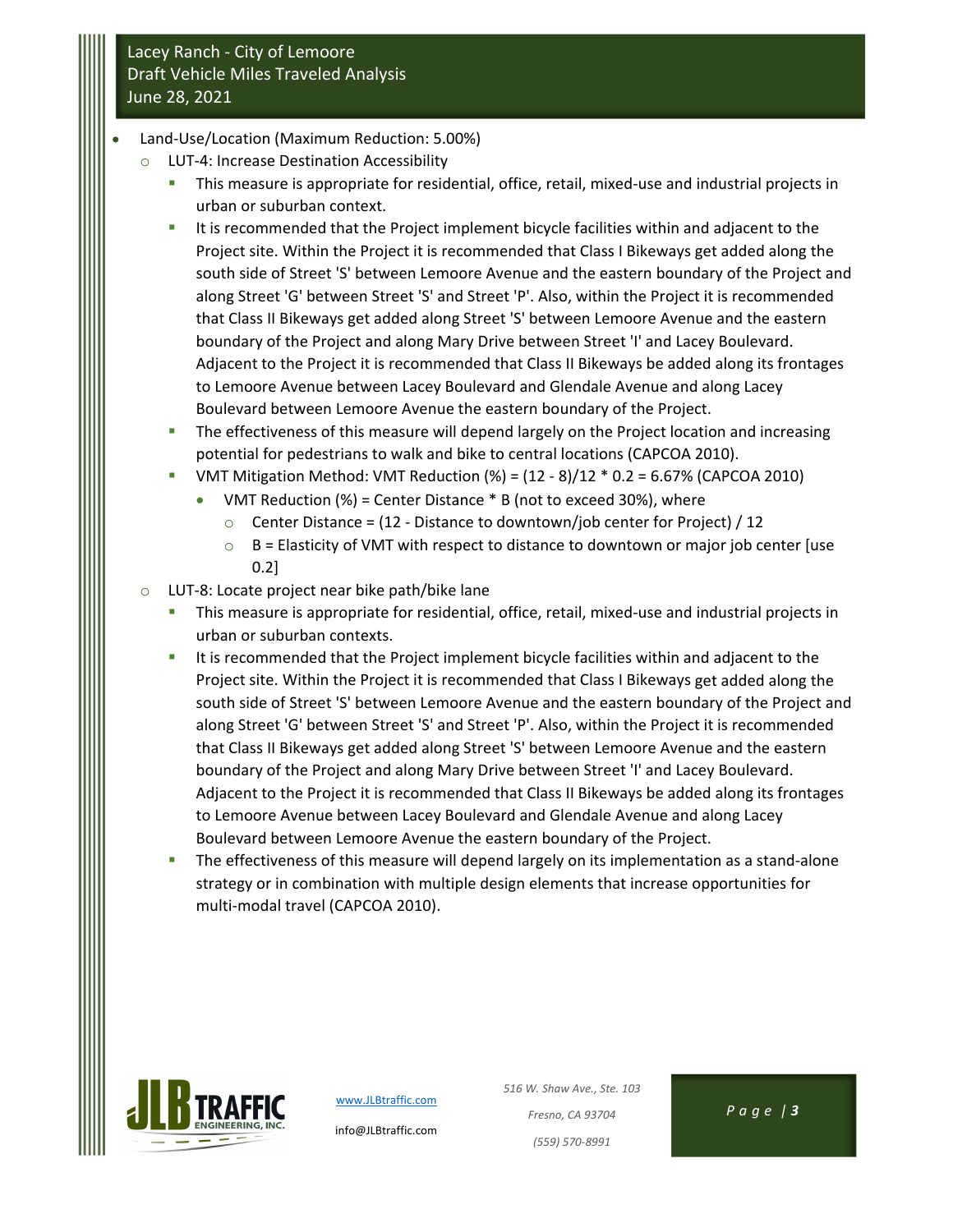- Land-Use/Location (Maximum Reduction: 5.00%)
  - LUT-4: Increase Destination Accessibility
    - This measure is appropriate for residential, office, retail, mixed-use and industrial projects in urban or suburban context.
    - It is recommended that the Project implement bicycle facilities within and adjacent to the Project site. Within the Project it is recommended that Class I Bikeways get added along the south side of Street 'S' between Lemoore Avenue and the eastern boundary of the Project and along Street 'G' between Street 'S' and Street 'P'. Also, within the Project it is recommended that Class II Bikeways get added along Street 'S' between Lemoore Avenue and the eastern boundary of the Project and along Mary Drive between Street 'I' and Lacey Boulevard. Adjacent to the Project it is recommended that Class II Bikeways be added along its frontages to Lemoore Avenue between Lacey Boulevard and Glendale Avenue and along Lacey Boulevard between Lemoore Avenue the eastern boundary of the Project.
    - The effectiveness of this measure will depend largely on the Project location and increasing potential for pedestrians to walk and bike to central locations (CAPCOA 2010).
    - VMT Mitigation Method: VMT Reduction (%) = (12 - 8)/12 * 0.2 = 6.67% (CAPCOA 2010)
      - VMT Reduction (%) = Center Distance * B (not to exceed 30%), where
        - Center Distance = (12 - Distance to downtown/job center for Project) / 12
        - B = Elasticity of VMT with respect to distance to downtown or major job center [use 0.2]
  - LUT-8: Locate project near bike path/bike lane
    - This measure is appropriate for residential, office, retail, mixed-use and industrial projects in urban or suburban contexts.
    - It is recommended that the Project implement bicycle facilities within and adjacent to the Project site. Within the Project it is recommended that Class I Bikeways get added along the south side of Street 'S' between Lemoore Avenue and the eastern boundary of the Project and along Street 'G' between Street 'S' and Street 'P'. Also, within the Project it is recommended that Class II Bikeways get added along Street 'S' between Lemoore Avenue and the eastern boundary of the Project and along Mary Drive between Street 'I' and Lacey Boulevard. Adjacent to the Project it is recommended that Class II Bikeways be added along its frontages to Lemoore Avenue between Lacey Boulevard and Glendale Avenue and along Lacey Boulevard between Lemoore Avenue the eastern boundary of the Project.
    - The effectiveness of this measure will depend largely on its implementation as a stand-alone strategy or in combination with multiple design elements that increase opportunities for multi-modal travel (CAPCOA 2010).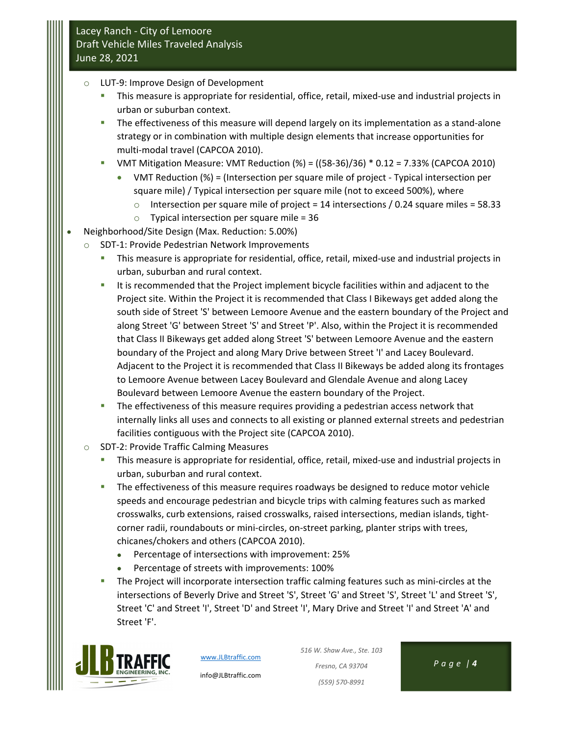- LUT-9: Improve Design of Development
  - This measure is appropriate for residential, office, retail, mixed-use and industrial projects in urban or suburban context.
  - The effectiveness of this measure will depend largely on its implementation as a stand-alone strategy or in combination with multiple design elements that increase opportunities for multi-modal travel (CAPCOA 2010).
  - VMT Mitigation Measure: VMT Reduction (%) = ((58-36)/36) * 0.12 = 7.33% (CAPCOA 2010)
    - VMT Reduction (%) = (Intersection per square mile of project - Typical intersection per square mile) / Typical intersection per square mile (not to exceed 500%), where
      - Intersection per square mile of project = 14 intersections / 0.24 square miles = 58.33
      - Typical intersection per square mile = 36

- Neighborhood/Site Design (Max. Reduction: 5.00%)
  - SDT-1: Provide Pedestrian Network Improvements
    - This measure is appropriate for residential, office, retail, mixed-use and industrial projects in urban, suburban and rural context.
    - It is recommended that the Project implement bicycle facilities within and adjacent to the Project site. Within the Project it is recommended that Class I Bikeways get added along the south side of Street 'S' between Lemoore Avenue and the eastern boundary of the Project and along Street 'G' between Street 'S' and Street 'P'. Also, within the Project it is recommended that Class II Bikeways get added along Street 'S' between Lemoore Avenue and the eastern boundary of the Project and along Mary Drive between Street 'I' and Lacey Boulevard. Adjacent to the Project it is recommended that Class II Bikeways be added along its frontages to Lemoore Avenue between Lacey Boulevard and Glendale Avenue and along Lacey Boulevard between Lemoore Avenue the eastern boundary of the Project.
    - The effectiveness of this measure requires providing a pedestrian access network that internally links all uses and connects to all existing or planned external streets and pedestrian facilities contiguous with the Project site (CAPCOA 2010).
  - SDT-2: Provide Traffic Calming Measures
    - This measure is appropriate for residential, office, retail, mixed-use and industrial projects in urban, suburban and rural context.
    - The effectiveness of this measure requires roadways be designed to reduce motor vehicle speeds and encourage pedestrian and bicycle trips with calming features such as marked crosswalks, curb extensions, raised crosswalks, raised intersections, median islands, tight-corner radii, roundabouts or mini-circles, on-street parking, planter strips with trees, chicanes/chokers and others (CAPCOA 2010).
      - Percentage of intersections with improvement: 25%
      - Percentage of streets with improvements: 100%
    - The Project will incorporate intersection traffic calming features such as mini-circles at the intersections of Beverly Drive and Street 'S', Street 'G' and Street 'S', Street 'L' and Street 'S', Street 'C' and Street 'I', Street 'D' and Street 'I', Mary Drive and Street 'I' and Street 'A' and Street 'F'.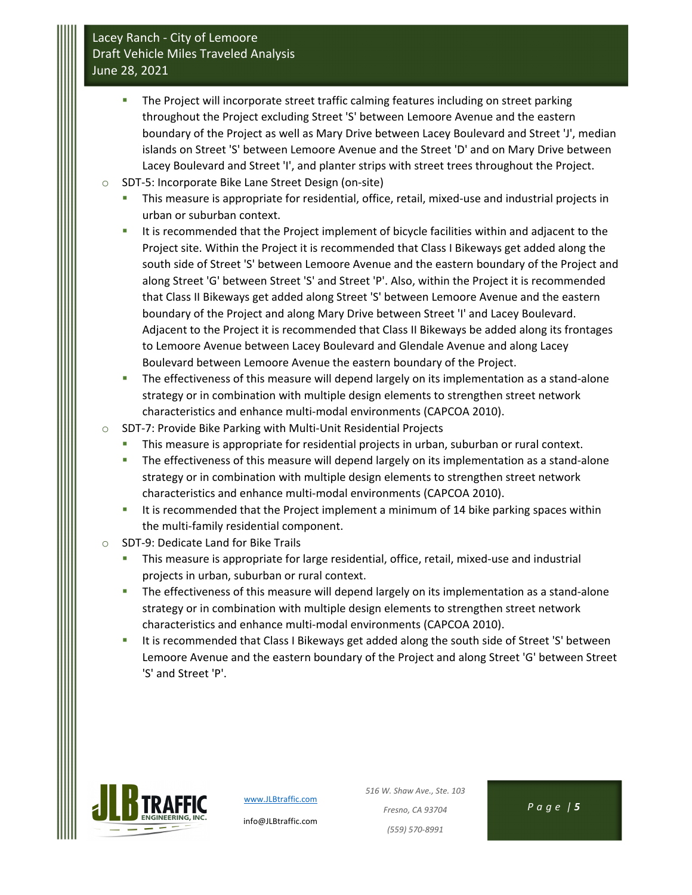- The Project will incorporate street traffic calming features including on street parking throughout the Project excluding Street 'S' between Lemoore Avenue and the eastern boundary of the Project as well as Mary Drive between Lacey Boulevard and Street 'J', median islands on Street 'S' between Lemoore Avenue and the Street 'D' and on Mary Drive between Lacey Boulevard and Street 'I', and planter strips with street trees throughout the Project.

- SDT-5: Incorporate Bike Lane Street Design (on-site)
    - This measure is appropriate for residential, office, retail, mixed-use and industrial projects in urban or suburban context.
    - It is recommended that the Project implement of bicycle facilities within and adjacent to the Project site. Within the Project it is recommended that Class I Bikeways get added along the south side of Street 'S' between Lemoore Avenue and the eastern boundary of the Project and along Street 'G' between Street 'S' and Street 'P'. Also, within the Project it is recommended that Class II Bikeways get added along Street 'S' between Lemoore Avenue and the eastern boundary of the Project and along Mary Drive between Street 'I' and Lacey Boulevard. Adjacent to the Project it is recommended that Class II Bikeways be added along its frontages to Lemoore Avenue between Lacey Boulevard and Glendale Avenue and along Lacey Boulevard between Lemoore Avenue the eastern boundary of the Project.
    - The effectiveness of this measure will depend largely on its implementation as a stand-alone strategy or in combination with multiple design elements to strengthen street network characteristics and enhance multi-modal environments (CAPCOA 2010).
- SDT-7: Provide Bike Parking with Multi-Unit Residential Projects
    - This measure is appropriate for residential projects in urban, suburban or rural context.
    - The effectiveness of this measure will depend largely on its implementation as a stand-alone strategy or in combination with multiple design elements to strengthen street network characteristics and enhance multi-modal environments (CAPCOA 2010).
    - It is recommended that the Project implement a minimum of 14 bike parking spaces within the multi-family residential component.
- SDT-9: Dedicate Land for Bike Trails
    - This measure is appropriate for large residential, office, retail, mixed-use and industrial projects in urban, suburban or rural context.
    - The effectiveness of this measure will depend largely on its implementation as a stand-alone strategy or in combination with multiple design elements to strengthen street network characteristics and enhance multi-modal environments (CAPCOA 2010).
    - It is recommended that Class I Bikeways get added along the south side of Street 'S' between Lemoore Avenue and the eastern boundary of the Project and along Street 'G' between Street 'S' and Street 'P'.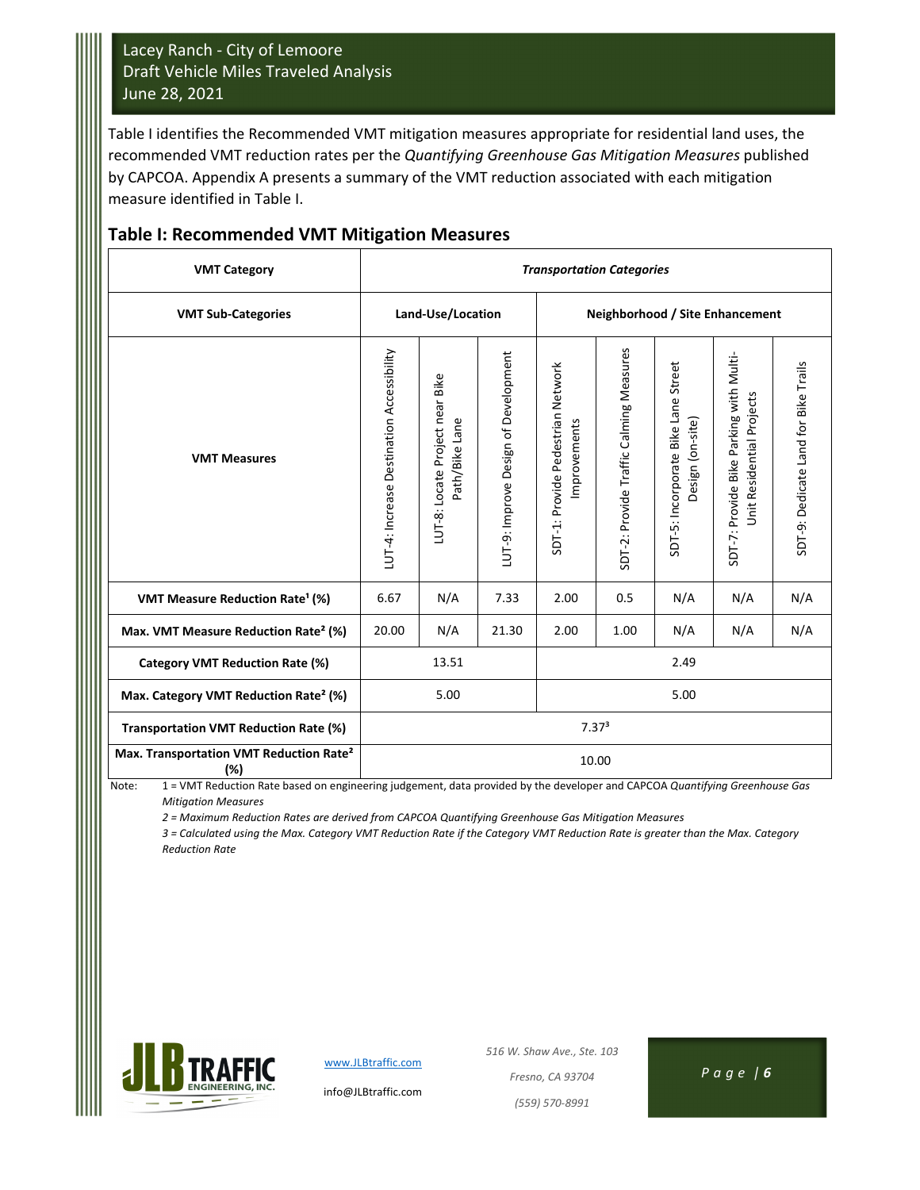Table I identifies the Recommended VMT mitigation measures appropriate for residential land uses, the recommended VMT reduction rates per the *Quantifying Greenhouse Gas Mitigation Measures* published by CAPCOA. Appendix A presents a summary of the VMT reduction associated with each mitigation measure identified in Table I.

## Table I: Recommended VMT Mitigation Measures

| VMT Category | *Transportation Categories* | | | | | | | |
|---|---|---|---|---|---|---|---|---|
| **VMT Sub-Categories** | **Land-Use/Location** | | | **Neighborhood / Site Enhancement** | | | | |
| **VMT Measures** | LUT-4: Increase Destination Accessibility | LUT-8: Locate Project near Bike Path/Bike Lane | LUT-9: Improve Design of Development | SDT-1: Provide Pedestrian Network Improvements | SDT-2: Provide Traffic Calming Measures | SDT-5: Incorporate Bike Lane Street Design (on-site) | SDT-7: Provide Bike Parking with Multi-Unit Residential Projects | SDT-9: Dedicate Land for Bike Trails |
| **VMT Measure Reduction Rate[1] (%)** | 6.67 | N/A | 7.33 | 2.00 | 0.5 | N/A | N/A | N/A |
| **Max. VMT Measure Reduction Rate[2] (%)** | 20.00 | N/A | 21.30 | 2.00 | 1.00 | N/A | N/A | N/A |
| **Category VMT Reduction Rate (%)** | 13.51 | | | 2.49 | | | | |
| **Max. Category VMT Reduction Rate[2] (%)** | 5.00 | | | 5.00 | | | | |
| **Transportation VMT Reduction Rate (%)** | 7.37[3] | | | | | | | |
| **Max. Transportation VMT Reduction Rate[2] (%)** | 10.00 | | | | | | | |

Note: 1 = VMT Reduction Rate based on engineering judgement, data provided by the developer and CAPCOA *Quantifying Greenhouse Gas Mitigation Measures*

*2 = Maximum Reduction Rates are derived from CAPCOA Quantifying Greenhouse Gas Mitigation Measures*

*3 = Calculated using the Max. Category VMT Reduction Rate if the Category VMT Reduction Rate is greater than the Max. Category Reduction Rate*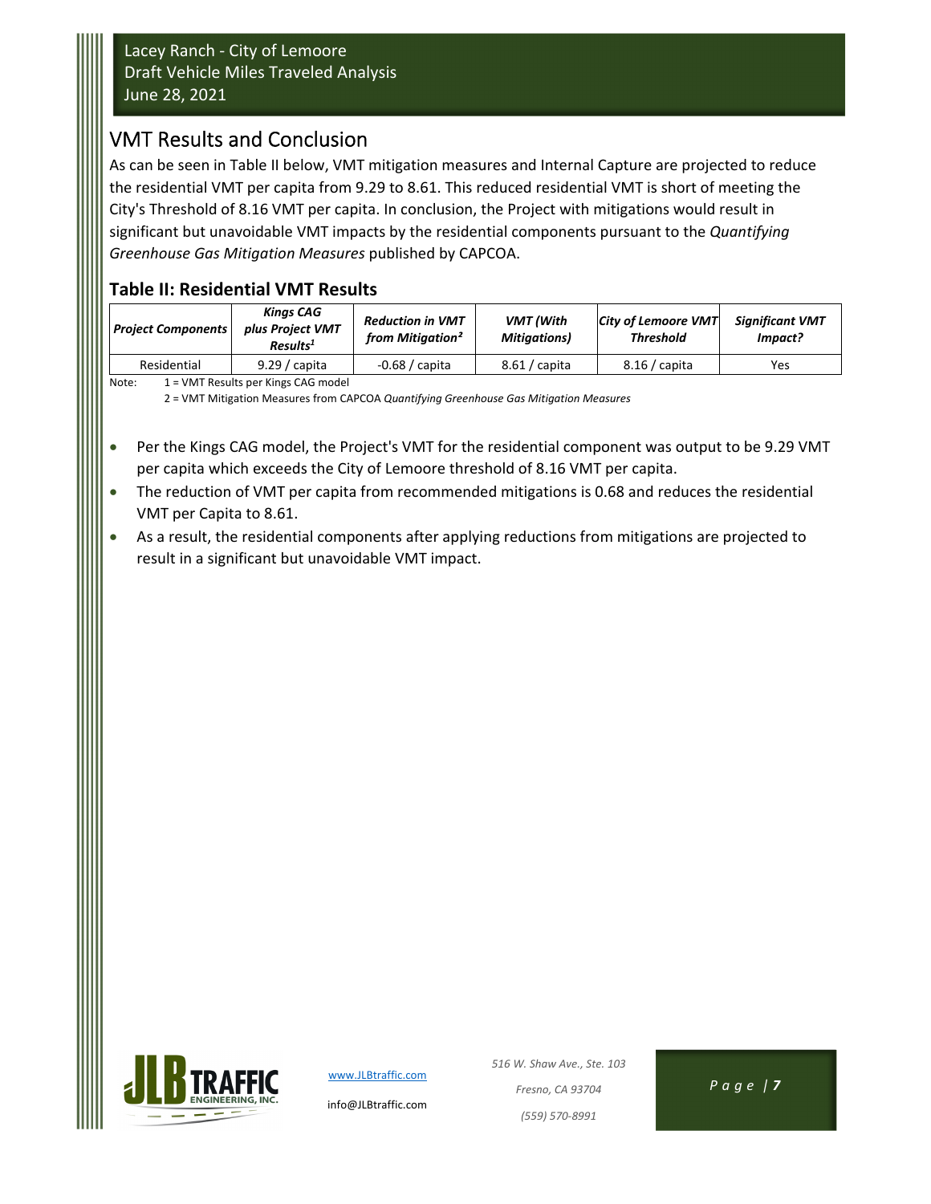## VMT Results and Conclusion

As can be seen in Table II below, VMT mitigation measures and Internal Capture are projected to reduce the residential VMT per capita from 9.29 to 8.61. This reduced residential VMT is short of meeting the City's Threshold of 8.16 VMT per capita. In conclusion, the Project with mitigations would result in significant but unavoidable VMT impacts by the residential components pursuant to the *Quantifying Greenhouse Gas Mitigation Measures* published by CAPCOA.

### Table II: Residential VMT Results

| *Project Components* | *Kings CAG plus Project VMT Results*[1] | *Reduction in VMT from Mitigation*[2] | *VMT (With Mitigations)* | *City of Lemoore VMT Threshold* | *Significant VMT Impact?* |
|---|---|---|---|---|---|
| Residential | 9.29 / capita | -0.68 / capita | 8.61 / capita | 8.16 / capita | Yes |

Note: 1 = VMT Results per Kings CAG model
2 = VMT Mitigation Measures from CAPCOA *Quantifying Greenhouse Gas Mitigation Measures*

- Per the Kings CAG model, the Project's VMT for the residential component was output to be 9.29 VMT per capita which exceeds the City of Lemoore threshold of 8.16 VMT per capita.
- The reduction of VMT per capita from recommended mitigations is 0.68 and reduces the residential VMT per Capita to 8.61.
- As a result, the residential components after applying reductions from mitigations are projected to result in a significant but unavoidable VMT impact.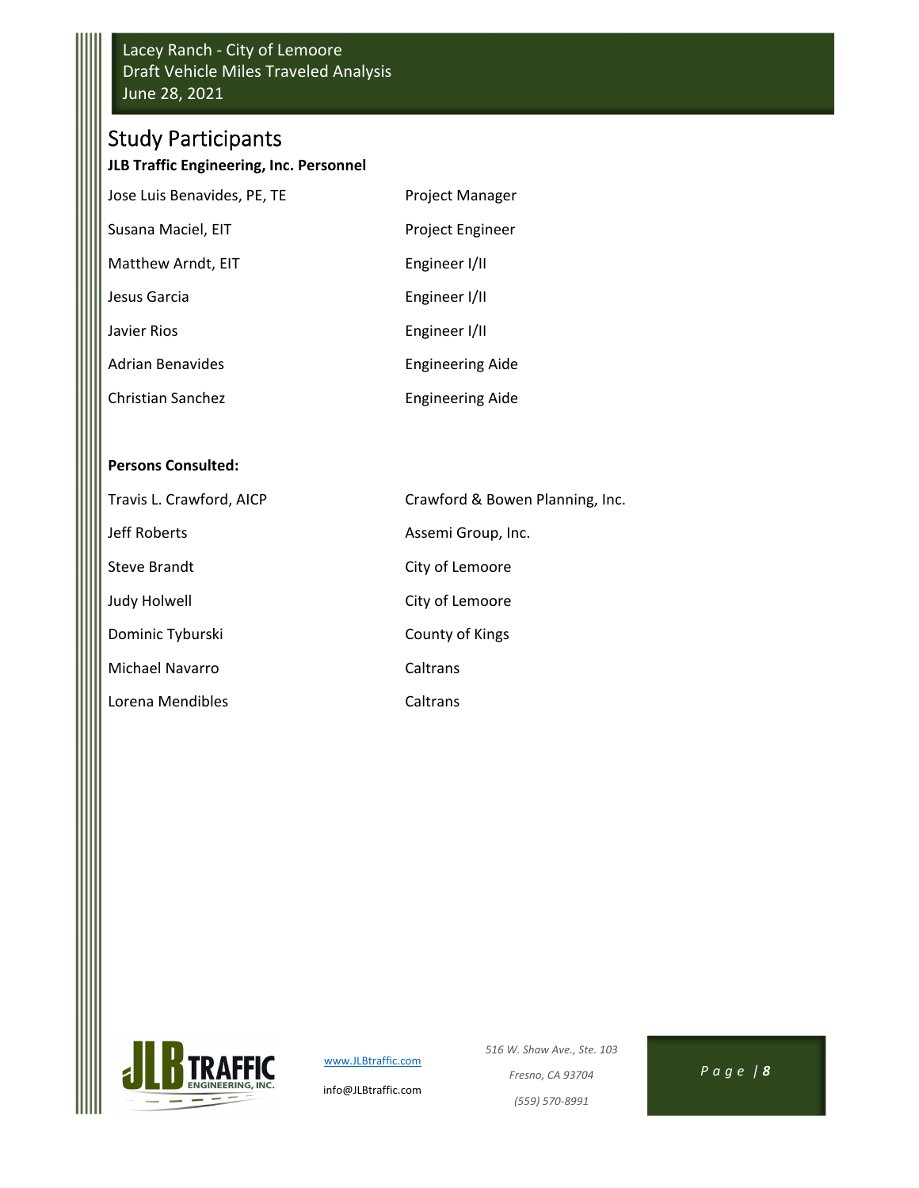# Study Participants

**JLB Traffic Engineering, Inc. Personnel**

| | |
|---|---|
| Jose Luis Benavides, PE, TE | Project Manager |
| Susana Maciel, EIT | Project Engineer |
| Matthew Arndt, EIT | Engineer I/II |
| Jesus Garcia | Engineer I/II |
| Javier Rios | Engineer I/II |
| Adrian Benavides | Engineering Aide |
| Christian Sanchez | Engineering Aide |

**Persons Consulted:**

| | |
|---|---|
| Travis L. Crawford, AICP | Crawford & Bowen Planning, Inc. |
| Jeff Roberts | Assemi Group, Inc. |
| Steve Brandt | City of Lemoore |
| Judy Holwell | City of Lemoore |
| Dominic Tyburski | County of Kings |
| Michael Navarro | Caltrans |
| Lorena Mendibles | Caltrans |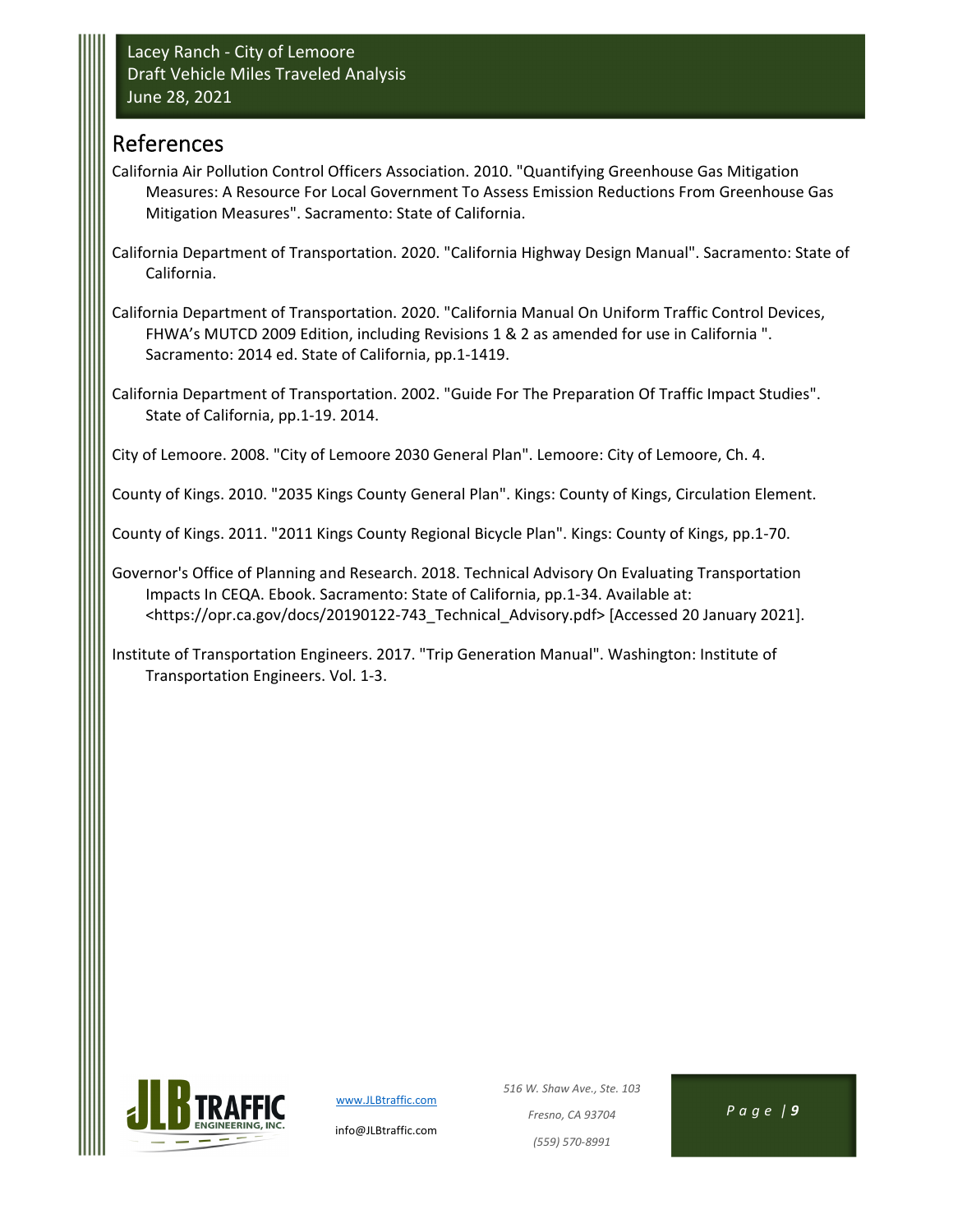## References

California Air Pollution Control Officers Association. 2010. "Quantifying Greenhouse Gas Mitigation Measures: A Resource For Local Government To Assess Emission Reductions From Greenhouse Gas Mitigation Measures". Sacramento: State of California.

California Department of Transportation. 2020. "California Highway Design Manual". Sacramento: State of California.

California Department of Transportation. 2020. "California Manual On Uniform Traffic Control Devices, FHWA's MUTCD 2009 Edition, including Revisions 1 & 2 as amended for use in California ". Sacramento: 2014 ed. State of California, pp.1-1419.

California Department of Transportation. 2002. "Guide For The Preparation Of Traffic Impact Studies". State of California, pp.1-19. 2014.

City of Lemoore. 2008. "City of Lemoore 2030 General Plan". Lemoore: City of Lemoore, Ch. 4.

County of Kings. 2010. "2035 Kings County General Plan". Kings: County of Kings, Circulation Element.

County of Kings. 2011. "2011 Kings County Regional Bicycle Plan". Kings: County of Kings, pp.1-70.

Governor's Office of Planning and Research. 2018. Technical Advisory On Evaluating Transportation Impacts In CEQA. Ebook. Sacramento: State of California, pp.1-34. Available at: <https://opr.ca.gov/docs/20190122-743_Technical_Advisory.pdf> [Accessed 20 January 2021].

Institute of Transportation Engineers. 2017. "Trip Generation Manual". Washington: Institute of Transportation Engineers. Vol. 1-3.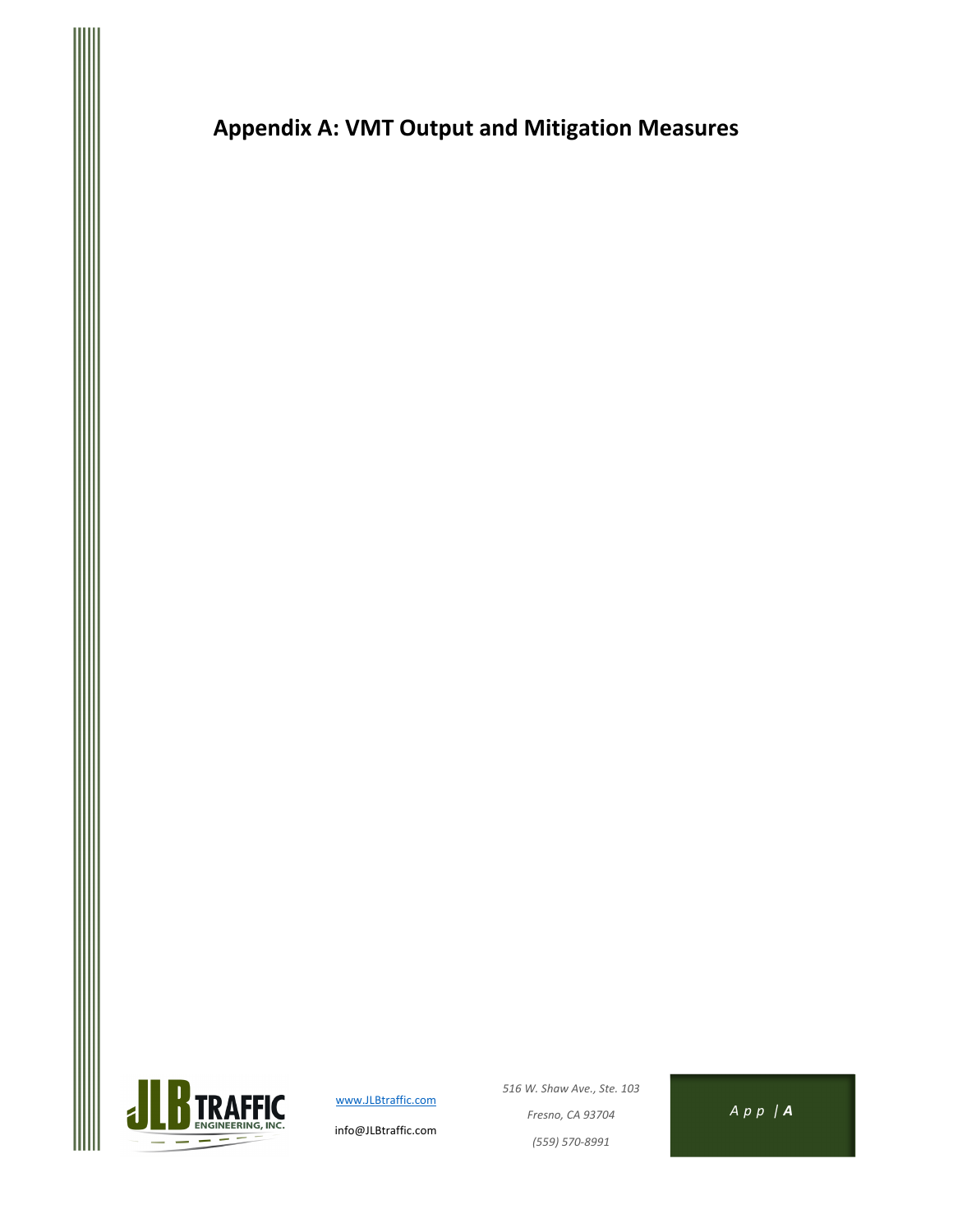# Appendix A: VMT Output and Mitigation Measures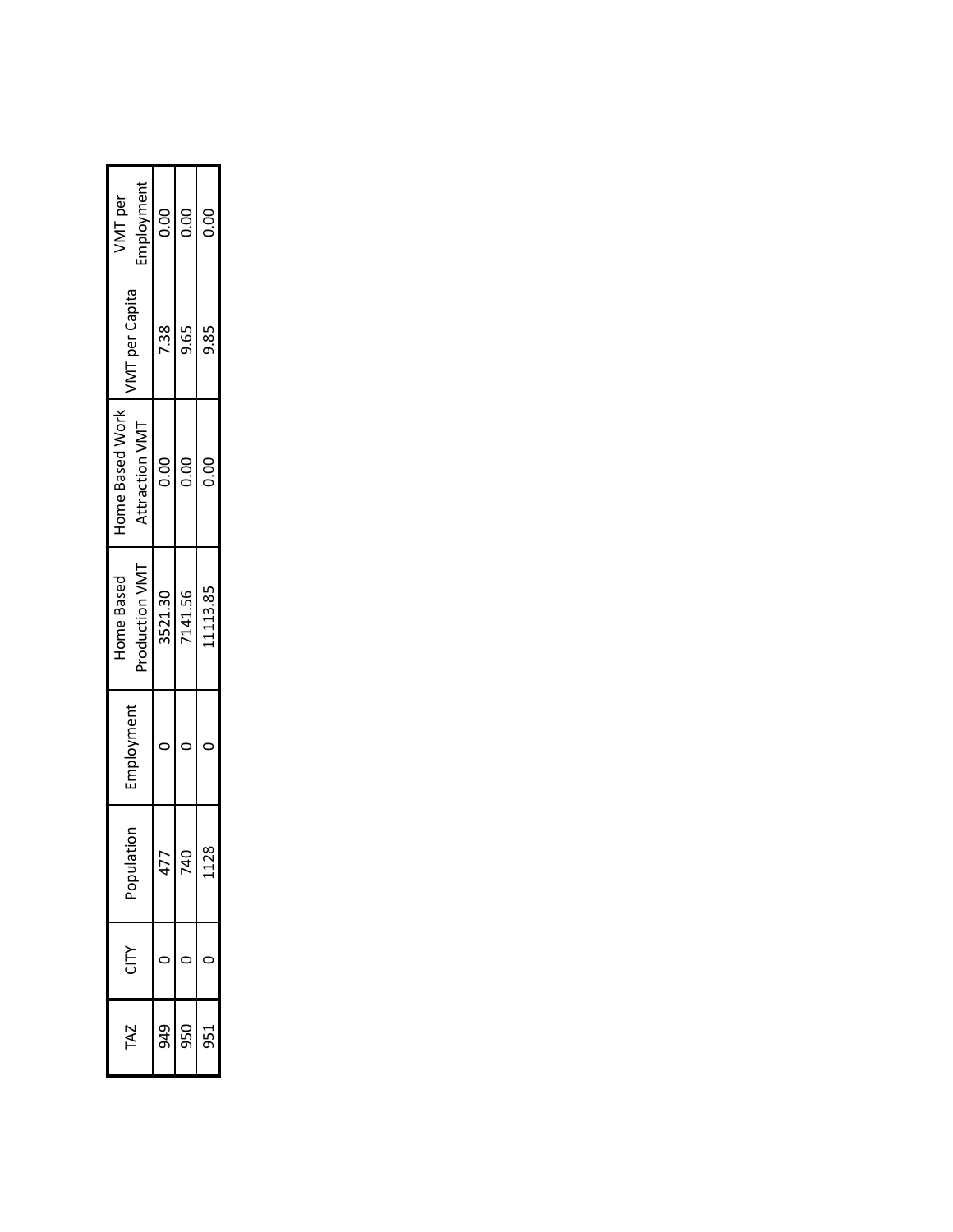| TAZ | CITY | Population | Employment | Home Based Production VMT | Home Based Work Attraction VMT | VMT per Capita | VMT per Employment |
|---|---|---|---|---|---|---|---|
| 949 | 0 | 477 | 0 | 3521.30 | 0.00 | 7.38 | 0.00 |
| 950 | 0 | 740 | 0 | 7141.56 | 0.00 | 9.65 | 0.00 |
| 951 | 0 | 1128 | 0 | 11113.85 | 0.00 | 9.85 | 0.00 |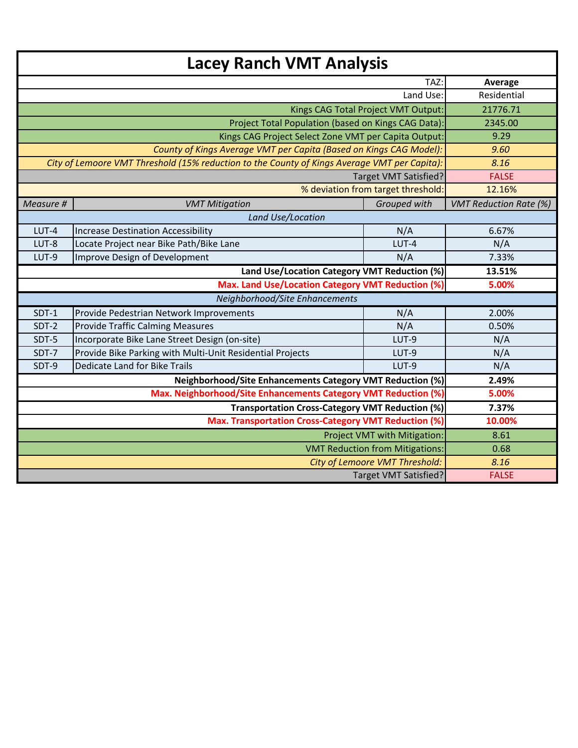# Lacey Ranch VMT Analysis

| | | | |
|---|---|---|---|
| | | TAZ: | **Average** |
| | | Land Use: | Residential |
| | | Kings CAG Total Project VMT Output: | 21776.71 |
| | | Project Total Population (based on Kings CAG Data): | 2345.00 |
| | | Kings CAG Project Select Zone VMT per Capita Output: | 9.29 |
| | | *County of Kings Average VMT per Capita (Based on Kings CAG Model):* | *9.60* |
| | | *City of Lemoore VMT Threshold (15% reduction to the County of Kings Average VMT per Capita):* | *8.16* |
| | | Target VMT Satisfied? | FALSE |
| | | % deviation from target threshold: | 12.16% |
| *Measure #* | *VMT Mitigation* | *Grouped with* | *VMT Reduction Rate (%)* |
| | *Land Use/Location* | | |
| LUT-4 | Increase Destination Accessibility | N/A | 6.67% |
| LUT-8 | Locate Project near Bike Path/Bike Lane | LUT-4 | N/A |
| LUT-9 | Improve Design of Development | N/A | 7.33% |
| | | **Land Use/Location Category VMT Reduction (%)** | **13.51%** |
| | | **Max. Land Use/Location Category VMT Reduction (%)** | **5.00%** |
| | *Neighborhood/Site Enhancements* | | |
| SDT-1 | Provide Pedestrian Network Improvements | N/A | 2.00% |
| SDT-2 | Provide Traffic Calming Measures | N/A | 0.50% |
| SDT-5 | Incorporate Bike Lane Street Design (on-site) | LUT-9 | N/A |
| SDT-7 | Provide Bike Parking with Multi-Unit Residential Projects | LUT-9 | N/A |
| SDT-9 | Dedicate Land for Bike Trails | LUT-9 | N/A |
| | | **Neighborhood/Site Enhancements Category VMT Reduction (%)** | **2.49%** |
| | | **Max. Neighborhood/Site Enhancements Category VMT Reduction (%)** | **5.00%** |
| | | **Transportation Cross-Category VMT Reduction (%)** | **7.37%** |
| | | **Max. Transportation Cross-Category VMT Reduction (%)** | **10.00%** |
| | | Project VMT with Mitigation: | 8.61 |
| | | VMT Reduction from Mitigations: | 0.68 |
| | | *City of Lemoore VMT Threshold:* | *8.16* |
| | | Target VMT Satisfied? | FALSE |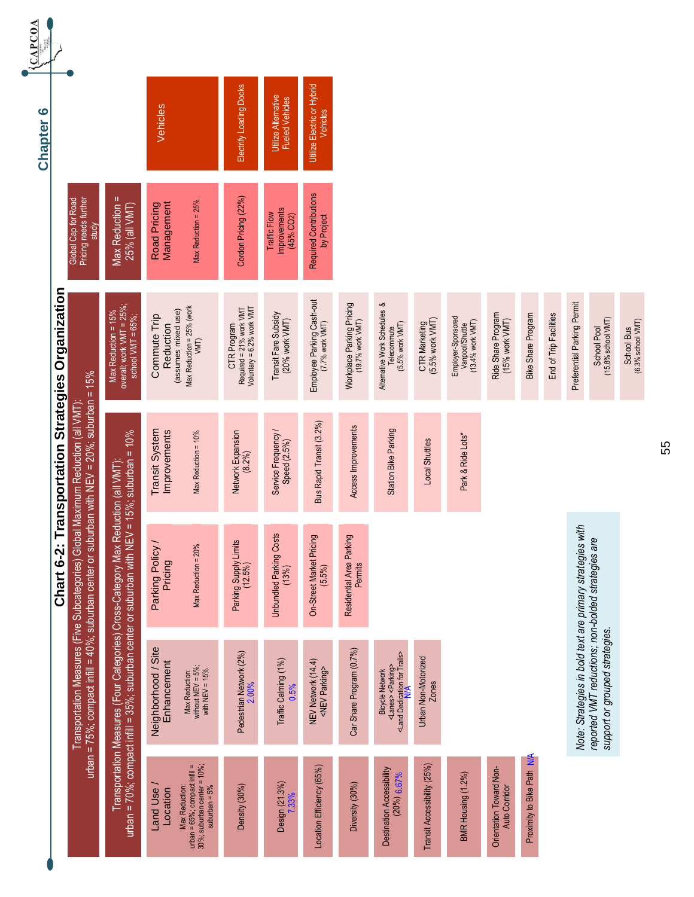# Chart 6-2: Transportation Strategies Organization

**Transportation Measures (Five Subcategories) Global Maximum Reduction (all VMT):** urban = 75%; compact infill = 40%; suburban center or suburban with NEV = 20%; suburban = 15%

| Transportation Measures (Four Categories) Cross-Category Max Reduction (all VMT): urban = 70%; compact infill = 35%; suburban center or suburban with NEV = 15%; suburban = 10% | | | | Max Reduction = 15% overall; work VMT = 25%; school VMT = 65%; | Global Cap for Road Pricing needs further study / Max Reduction = 25% (all VMT) | |
|---|---|---|---|---|---|---|
| **Land Use / Location** Max Reduction: urban = 65%; compact infill = 30%; suburban center = 10%; suburban = 5% | **Neighborhood / Site Enhancement** Max Reduction: without NEV = 5%; with NEV = 15% | **Parking Policy / Pricing** Max Reduction = 20% | **Transit System Improvements** Max Reduction = 10% | **Commute Trip Reduction** (assumes mixed use) Max Reduction = 25% (work VMT) | **Road Pricing Management** Max Reduction = 25% | **Vehicles** |
| **Density (30%)** | **Pedestrian Network (2%)** 2.00% | **Parking Supply Limits (12.5%)** | **Network Expansion (8.2%)** | **CTR Program** Required = 21% work VMT Voluntary = 6.2% work VMT | **Cordon Pricing (22%)** | Electrify Loading Docks |
| **Design (21.3%)** 7.33% | **Traffic Calming (1%)** 0.5% | **Unbundled Parking Costs (13%)** | **Service Frequency / Speed (2.5%)** | **Transit Fare Subsidy (20% work VMT)** | **Traffic Flow Improvements (45% $CO_2$)** | Utilize Alternative Fueled Vehicles |
| **Location Efficiency (65%)** | **NEV Network (14.4)** <NEV Parking> | **On-Street Market Pricing (5.5%)** | **Bus Rapid Transit (3.2%)** | **Employee Parking Cash-out (7.7% work VMT)** | Required Contributions by Project | Utilize Electric or Hybrid Vehicles |
| **Diversity (30%)** | **Car Share Program (0.7%)** | Residential Area Parking Permits | Access Improvements | **Workplace Parking Pricing (19.7% work VMT)** | | |
| **Destination Accessibility (20%)** 6.67% | Bicycle Network <Lanes> <Parking> <Land Dedication for Trails> N/A | | Station Bike Parking | **Alternative Work Schedules & Telecommute (5.5% work VMT)** | | |
| **Transit Accessibility (25%)** | Urban Non-Motorized Zones | | Local Shuttles | **CTR Marketing (5.5% work VMT)** | | |
| **BMR Housing (1.2%)** | | | Park & Ride Lots* | **Employer-Sponsored Vanpool/Shuttle (13.4% work VMT)** | | |
| Orientation Toward Non-Auto Corridor | | | | **Ride Share Program (15% work VMT)** | | |
| Proximity to Bike Path N/A | | | | Bike Share Program | | |
| | | | | End of Trip Facilities | | |
| | | | | Preferential Parking Permit | | |
| | | | | **School Pool (15.8% school VMT)** | | |
| | | | | **School Bus (6.3% school VMT)** | | |

*Note: Strategies in bold text are primary strategies with reported VMT reductions; non-bolded strategies are support or grouped strategies.*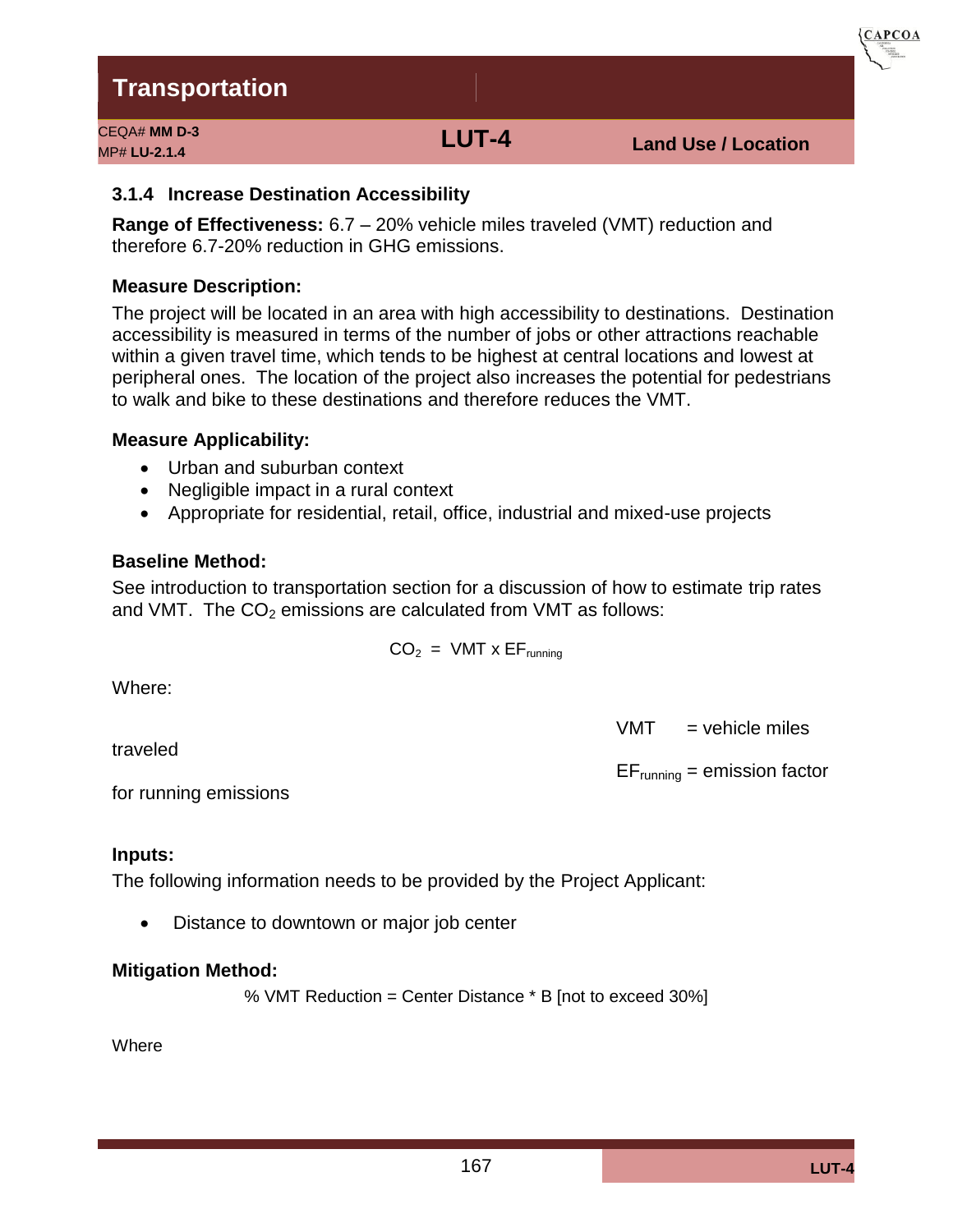# Transportation

CEQA# **MM D-3**
MP# **LU-2.1.4**

**LUT-4**

**Land Use / Location**

### 3.1.4 Increase Destination Accessibility

**Range of Effectiveness:** 6.7 – 20% vehicle miles traveled (VMT) reduction and therefore 6.7-20% reduction in GHG emissions.

#### Measure Description:

The project will be located in an area with high accessibility to destinations. Destination accessibility is measured in terms of the number of jobs or other attractions reachable within a given travel time, which tends to be highest at central locations and lowest at peripheral ones. The location of the project also increases the potential for pedestrians to walk and bike to these destinations and therefore reduces the VMT.

#### Measure Applicability:

- Urban and suburban context
- Negligible impact in a rural context
- Appropriate for residential, retail, office, industrial and mixed-use projects

#### Baseline Method:

See introduction to transportation section for a discussion of how to estimate trip rates and VMT. The $CO_2$ emissions are calculated from VMT as follows:

$$CO_2 = VMT \times EF_{running}$$

Where:

VMT = vehicle miles traveled

$EF_{running}$ = emission factor for running emissions

#### Inputs:

The following information needs to be provided by the Project Applicant:

- Distance to downtown or major job center

#### Mitigation Method:

% VMT Reduction = Center Distance * B [not to exceed 30%]

Where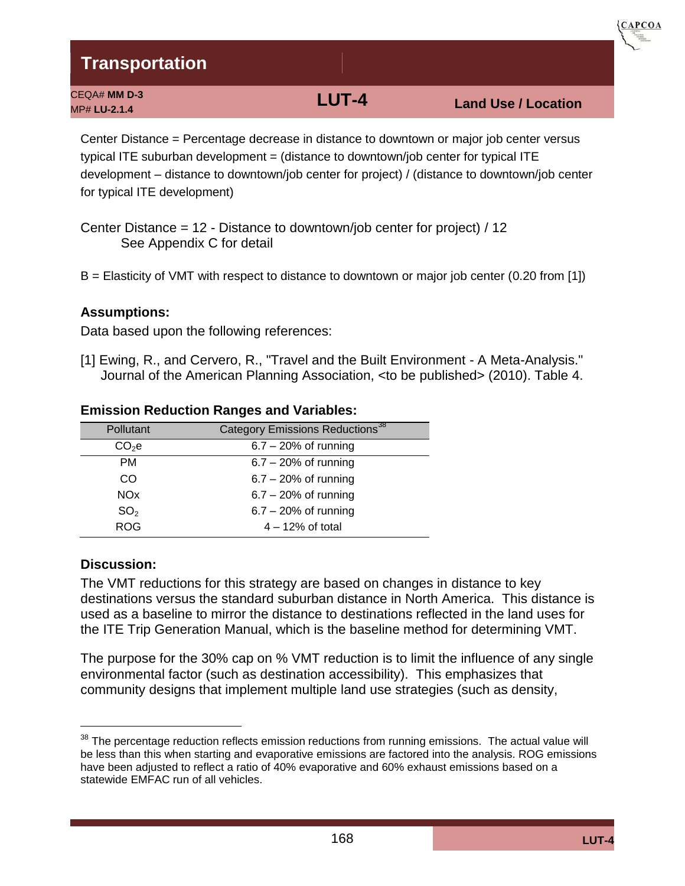# Transportation

CEQA# **MM D-3**
MP# **LU-2.1.4**

## LUT-4

**Land Use / Location**

Center Distance = Percentage decrease in distance to downtown or major job center versus typical ITE suburban development = (distance to downtown/job center for typical ITE development – distance to downtown/job center for project) / (distance to downtown/job center for typical ITE development)

Center Distance = 12 - Distance to downtown/job center for project) / 12
See Appendix C for detail

B = Elasticity of VMT with respect to distance to downtown or major job center (0.20 from [1])

### Assumptions:

Data based upon the following references:

[1] Ewing, R., and Cervero, R., "Travel and the Built Environment - A Meta-Analysis." Journal of the American Planning Association, <to be published> (2010). Table 4.

### Emission Reduction Ranges and Variables:

| Pollutant | Category Emissions Reductions[38] |
|---|---|
| $CO_2e$ | 6.7 – 20% of running |
| PM | 6.7 – 20% of running |
| CO | 6.7 – 20% of running |
| NOx | 6.7 – 20% of running |
| $SO_2$ | 6.7 – 20% of running |
| ROG | 4 – 12% of total |

### Discussion:

The VMT reductions for this strategy are based on changes in distance to key destinations versus the standard suburban distance in North America. This distance is used as a baseline to mirror the distance to destinations reflected in the land uses for the ITE Trip Generation Manual, which is the baseline method for determining VMT.

The purpose for the 30% cap on % VMT reduction is to limit the influence of any single environmental factor (such as destination accessibility). This emphasizes that community designs that implement multiple land use strategies (such as density,

[38] The percentage reduction reflects emission reductions from running emissions. The actual value will be less than this when starting and evaporative emissions are factored into the analysis. ROG emissions have been adjusted to reflect a ratio of 40% evaporative and 60% exhaust emissions based on a statewide EMFAC run of all vehicles.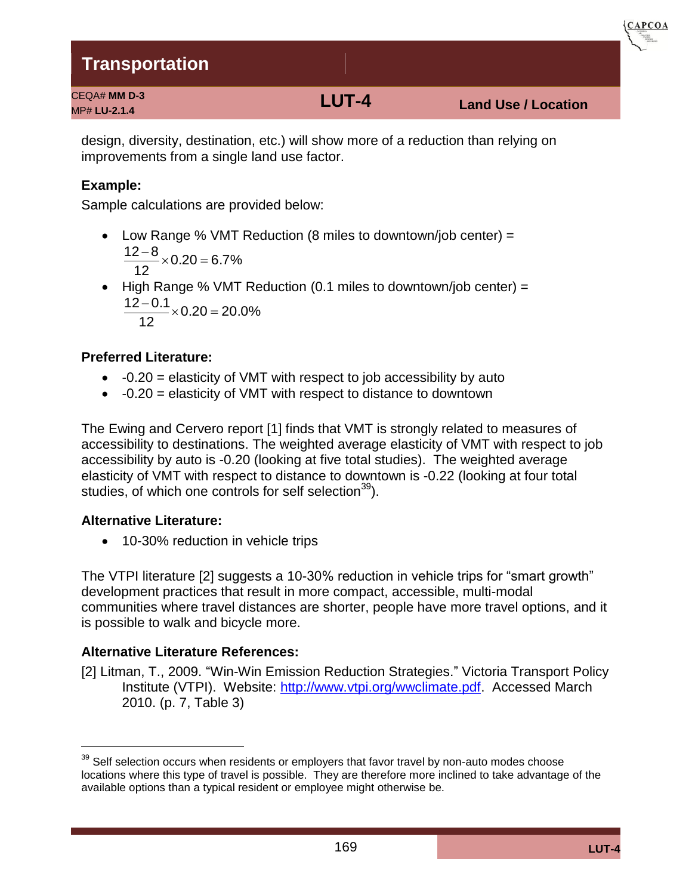design, diversity, destination, etc.) will show more of a reduction than relying on improvements from a single land use factor.

**Example:**

Sample calculations are provided below:

- Low Range % VMT Reduction (8 miles to downtown/job center) = $\frac{12-8}{12}\times 0.20 = 6.7\%$
- High Range % VMT Reduction (0.1 miles to downtown/job center) = $\frac{12-0.1}{12}\times 0.20 = 20.0\%$

**Preferred Literature:**

- -0.20 = elasticity of VMT with respect to job accessibility by auto
- -0.20 = elasticity of VMT with respect to distance to downtown

The Ewing and Cervero report [1] finds that VMT is strongly related to measures of accessibility to destinations. The weighted average elasticity of VMT with respect to job accessibility by auto is -0.20 (looking at five total studies). The weighted average elasticity of VMT with respect to distance to downtown is -0.22 (looking at four total studies, of which one controls for self selection[39]).

**Alternative Literature:**

- 10-30% reduction in vehicle trips

The VTPI literature [2] suggests a 10-30% reduction in vehicle trips for "smart growth" development practices that result in more compact, accessible, multi-modal communities where travel distances are shorter, people have more travel options, and it is possible to walk and bicycle more.

**Alternative Literature References:**

[2] Litman, T., 2009. "Win-Win Emission Reduction Strategies." Victoria Transport Policy Institute (VTPI). Website: http://www.vtpi.org/wwclimate.pdf. Accessed March 2010. (p. 7, Table 3)

---

[39] Self selection occurs when residents or employers that favor travel by non-auto modes choose locations where this type of travel is possible. They are therefore more inclined to take advantage of the available options than a typical resident or employee might otherwise be.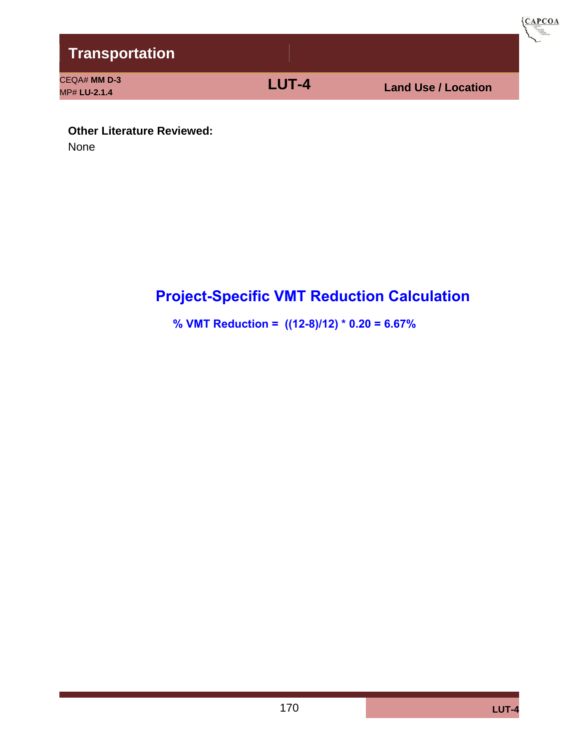# Transportation

CEQA# **MM D-3**
MP# **LU-2.1.4**

**LUT-4**

**Land Use / Location**

**Other Literature Reviewed:**

None

## Project-Specific VMT Reduction Calculation

**% VMT Reduction = ((12-8)/12) * 0.20 = 6.67%**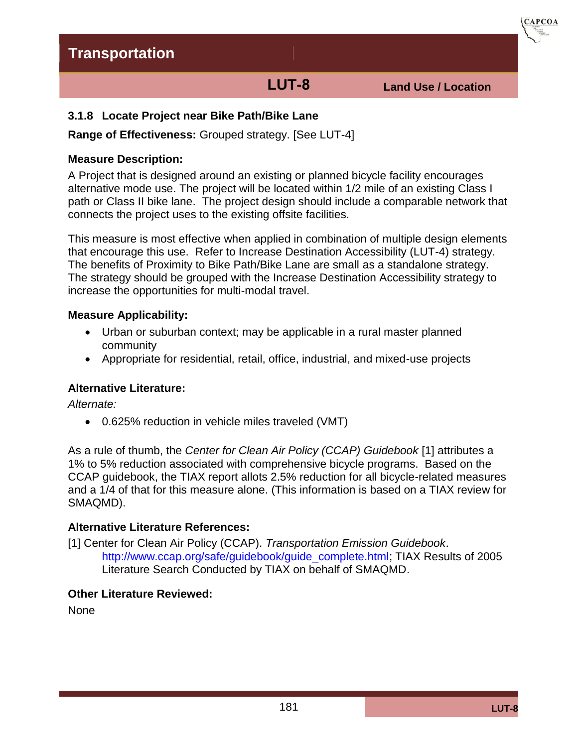# Transportation

## LUT-8 Land Use / Location

### 3.1.8 Locate Project near Bike Path/Bike Lane

**Range of Effectiveness:** Grouped strategy. [See LUT-4]

**Measure Description:**

A Project that is designed around an existing or planned bicycle facility encourages alternative mode use. The project will be located within 1/2 mile of an existing Class I path or Class II bike lane. The project design should include a comparable network that connects the project uses to the existing offsite facilities.

This measure is most effective when applied in combination of multiple design elements that encourage this use. Refer to Increase Destination Accessibility (LUT-4) strategy. The benefits of Proximity to Bike Path/Bike Lane are small as a standalone strategy. The strategy should be grouped with the Increase Destination Accessibility strategy to increase the opportunities for multi-modal travel.

**Measure Applicability:**

- Urban or suburban context; may be applicable in a rural master planned community
- Appropriate for residential, retail, office, industrial, and mixed-use projects

**Alternative Literature:**

*Alternate:*

- 0.625% reduction in vehicle miles traveled (VMT)

As a rule of thumb, the *Center for Clean Air Policy (CCAP) Guidebook* [1] attributes a 1% to 5% reduction associated with comprehensive bicycle programs. Based on the CCAP guidebook, the TIAX report allots 2.5% reduction for all bicycle-related measures and a 1/4 of that for this measure alone. (This information is based on a TIAX review for SMAQMD).

**Alternative Literature References:**

[1] Center for Clean Air Policy (CCAP). *Transportation Emission Guidebook*. http://www.ccap.org/safe/guidebook/guide_complete.html; TIAX Results of 2005 Literature Search Conducted by TIAX on behalf of SMAQMD.

**Other Literature Reviewed:**

None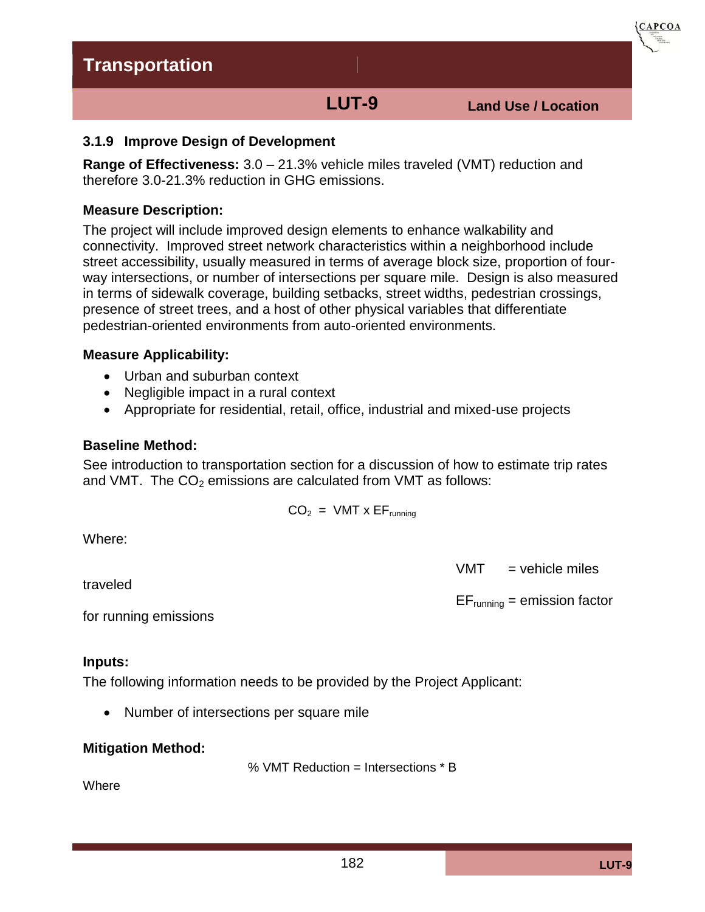Transportation

LUT-9 Land Use / Location

### 3.1.9 Improve Design of Development

**Range of Effectiveness:** 3.0 – 21.3% vehicle miles traveled (VMT) reduction and therefore 3.0-21.3% reduction in GHG emissions.

**Measure Description:**

The project will include improved design elements to enhance walkability and connectivity. Improved street network characteristics within a neighborhood include street accessibility, usually measured in terms of average block size, proportion of four-way intersections, or number of intersections per square mile. Design is also measured in terms of sidewalk coverage, building setbacks, street widths, pedestrian crossings, presence of street trees, and a host of other physical variables that differentiate pedestrian-oriented environments from auto-oriented environments.

**Measure Applicability:**

- Urban and suburban context
- Negligible impact in a rural context
- Appropriate for residential, retail, office, industrial and mixed-use projects

**Baseline Method:**

See introduction to transportation section for a discussion of how to estimate trip rates and VMT. The $CO_2$ emissions are calculated from VMT as follows:

$$CO_2 = VMT \times EF_{running}$$

Where:

VMT = vehicle miles traveled

$EF_{running}$ = emission factor for running emissions

**Inputs:**

The following information needs to be provided by the Project Applicant:

- Number of intersections per square mile

**Mitigation Method:**

% VMT Reduction = Intersections * B

Where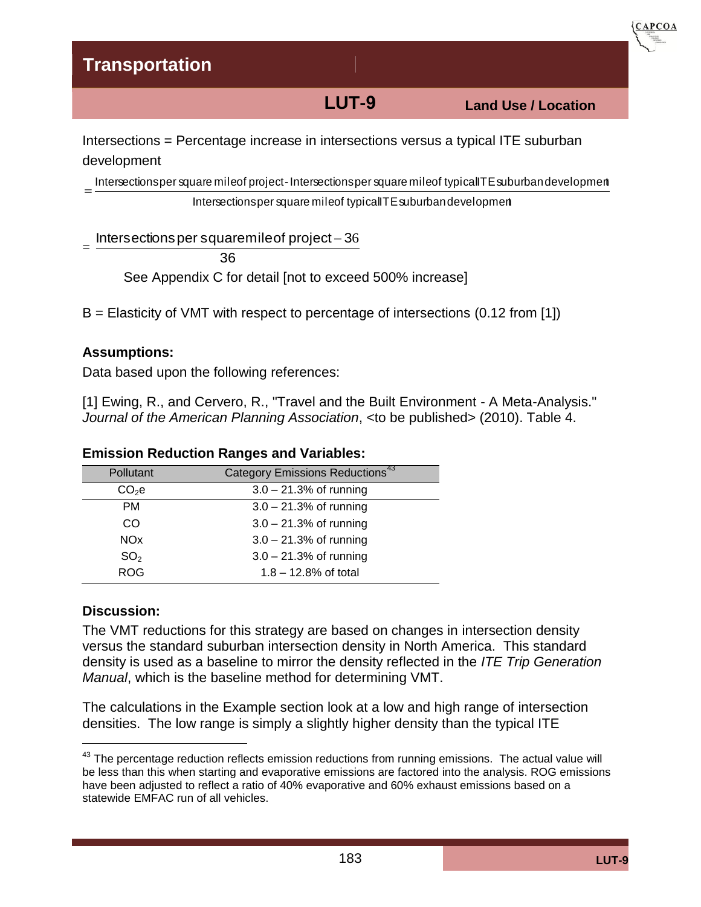Intersections = Percentage increase in intersections versus a typical ITE suburban development

$$= \frac{\text{Intersections per square mile of project} - \text{Intersections per square mile of typical ITE suburban development}}{\text{Intersections per square mile of typical ITE suburban development}}$$

$$= \frac{\text{Intersections per square mile of project} - 36}{36}$$

See Appendix C for detail [not to exceed 500% increase]

B = Elasticity of VMT with respect to percentage of intersections (0.12 from [1])

**Assumptions:**

Data based upon the following references:

[1] Ewing, R., and Cervero, R., "Travel and the Built Environment - A Meta-Analysis." *Journal of the American Planning Association*, <to be published> (2010). Table 4.

**Emission Reduction Ranges and Variables:**

| Pollutant | Category Emissions Reductions[43] |
|---|---|
| $CO_2e$ | 3.0 – 21.3% of running |
| PM | 3.0 – 21.3% of running |
| CO | 3.0 – 21.3% of running |
| NOx | 3.0 – 21.3% of running |
| $SO_2$ | 3.0 – 21.3% of running |
| ROG | 1.8 – 12.8% of total |

**Discussion:**

The VMT reductions for this strategy are based on changes in intersection density versus the standard suburban intersection density in North America. This standard density is used as a baseline to mirror the density reflected in the *ITE Trip Generation Manual*, which is the baseline method for determining VMT.

The calculations in the Example section look at a low and high range of intersection densities. The low range is simply a slightly higher density than the typical ITE

[43] The percentage reduction reflects emission reductions from running emissions. The actual value will be less than this when starting and evaporative emissions are factored into the analysis. ROG emissions have been adjusted to reflect a ratio of 40% evaporative and 60% exhaust emissions based on a statewide EMFAC run of all vehicles.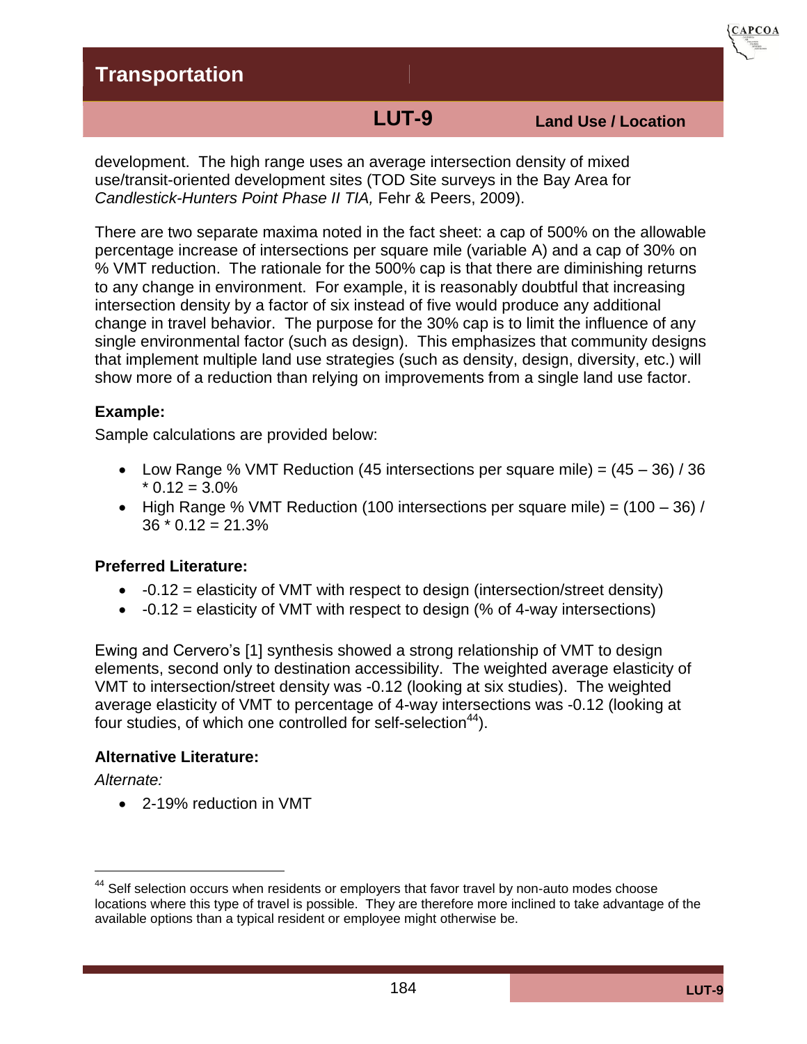development. The high range uses an average intersection density of mixed use/transit-oriented development sites (TOD Site surveys in the Bay Area for *Candlestick-Hunters Point Phase II TIA,* Fehr & Peers, 2009).

There are two separate maxima noted in the fact sheet: a cap of 500% on the allowable percentage increase of intersections per square mile (variable A) and a cap of 30% on % VMT reduction. The rationale for the 500% cap is that there are diminishing returns to any change in environment. For example, it is reasonably doubtful that increasing intersection density by a factor of six instead of five would produce any additional change in travel behavior. The purpose for the 30% cap is to limit the influence of any single environmental factor (such as design). This emphasizes that community designs that implement multiple land use strategies (such as density, design, diversity, etc.) will show more of a reduction than relying on improvements from a single land use factor.

**Example:**

Sample calculations are provided below:

- Low Range % VMT Reduction (45 intersections per square mile) = (45 – 36) / 36 * 0.12 = 3.0%
- High Range % VMT Reduction (100 intersections per square mile) = (100 – 36) / 36 * 0.12 = 21.3%

**Preferred Literature:**

- -0.12 = elasticity of VMT with respect to design (intersection/street density)
- -0.12 = elasticity of VMT with respect to design (% of 4-way intersections)

Ewing and Cervero's [1] synthesis showed a strong relationship of VMT to design elements, second only to destination accessibility. The weighted average elasticity of VMT to intersection/street density was -0.12 (looking at six studies). The weighted average elasticity of VMT to percentage of 4-way intersections was -0.12 (looking at four studies, of which one controlled for self-selection[44]).

**Alternative Literature:**

*Alternate:*

- 2-19% reduction in VMT

---

[44] Self selection occurs when residents or employers that favor travel by non-auto modes choose locations where this type of travel is possible. They are therefore more inclined to take advantage of the available options than a typical resident or employee might otherwise be.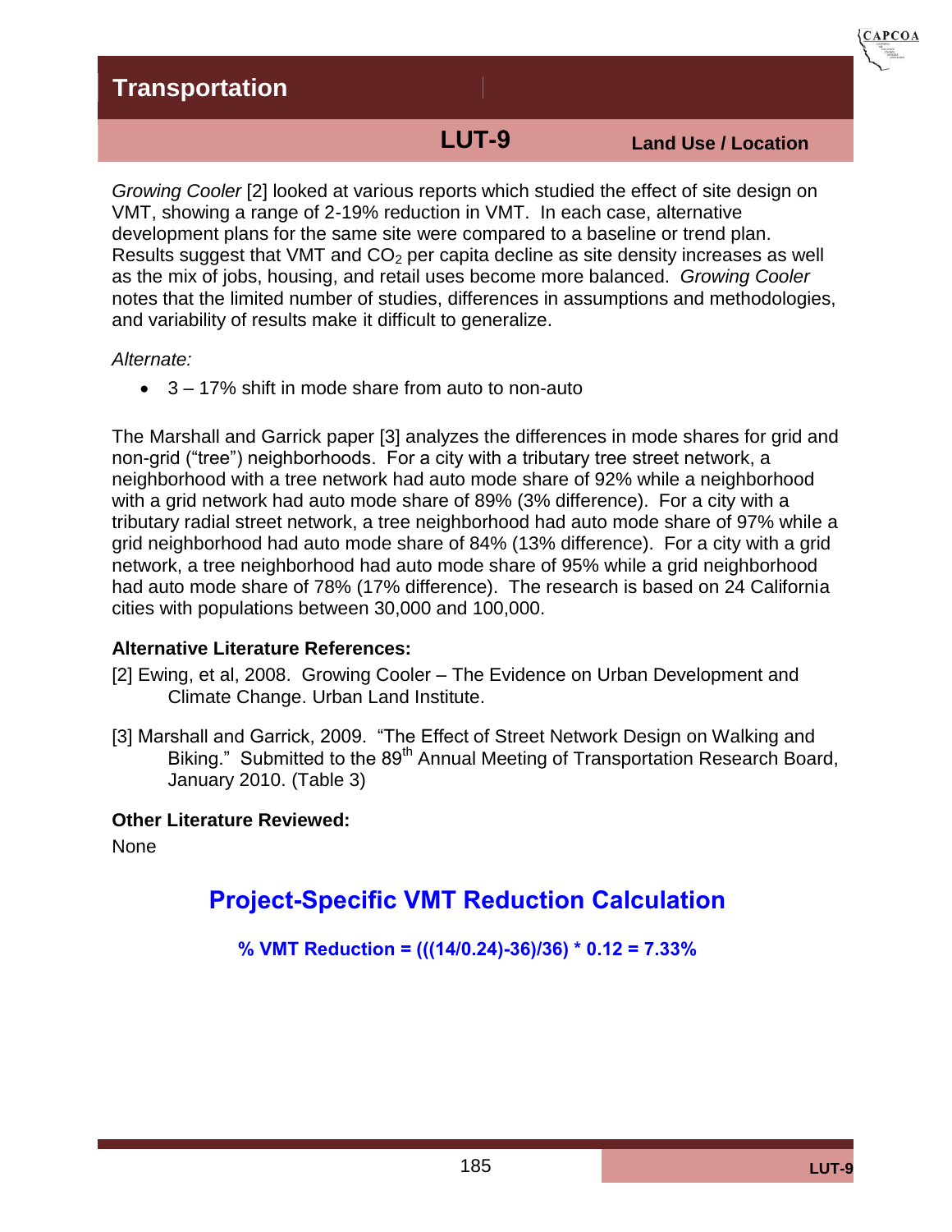*Growing Cooler* [2] looked at various reports which studied the effect of site design on VMT, showing a range of 2-19% reduction in VMT. In each case, alternative development plans for the same site were compared to a baseline or trend plan. Results suggest that VMT and $CO_2$ per capita decline as site density increases as well as the mix of jobs, housing, and retail uses become more balanced. *Growing Cooler* notes that the limited number of studies, differences in assumptions and methodologies, and variability of results make it difficult to generalize.

*Alternate:*

- 3 – 17% shift in mode share from auto to non-auto

The Marshall and Garrick paper [3] analyzes the differences in mode shares for grid and non-grid ("tree") neighborhoods. For a city with a tributary tree street network, a neighborhood with a tree network had auto mode share of 92% while a neighborhood with a grid network had auto mode share of 89% (3% difference). For a city with a tributary radial street network, a tree neighborhood had auto mode share of 97% while a grid neighborhood had auto mode share of 84% (13% difference). For a city with a grid network, a tree neighborhood had auto mode share of 95% while a grid neighborhood had auto mode share of 78% (17% difference). The research is based on 24 California cities with populations between 30,000 and 100,000.

**Alternative Literature References:**

[2] Ewing, et al, 2008. Growing Cooler – The Evidence on Urban Development and Climate Change. Urban Land Institute.

[3] Marshall and Garrick, 2009. "The Effect of Street Network Design on Walking and Biking." Submitted to the 89th Annual Meeting of Transportation Research Board, January 2010. (Table 3)

**Other Literature Reviewed:**

None

## Project-Specific VMT Reduction Calculation

**% VMT Reduction = (((14/0.24)-36)/36) * 0.12 = 7.33%**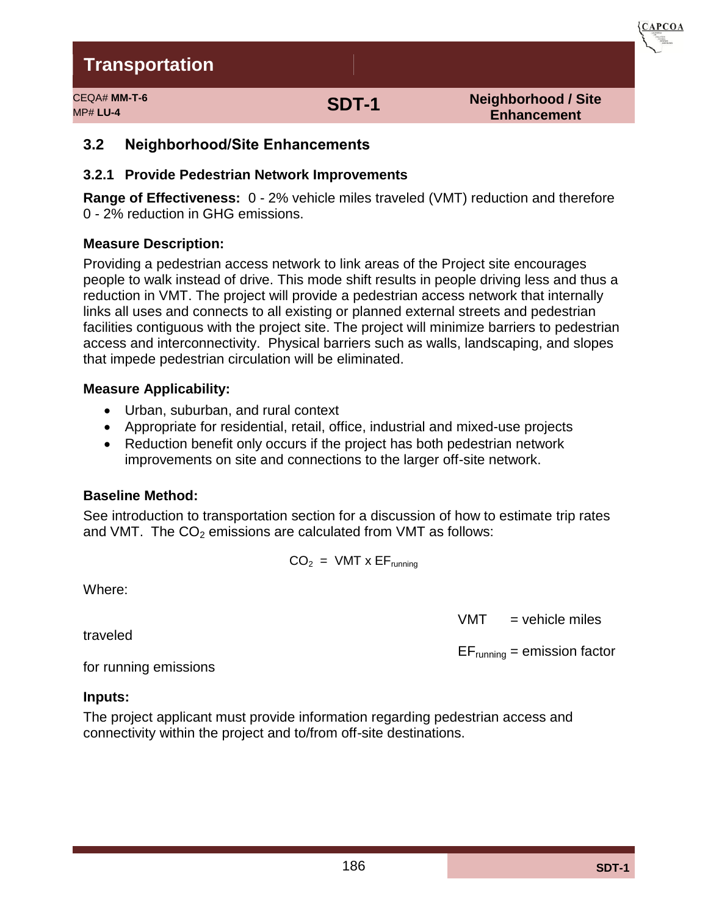# Transportation

CEQA# **MM-T-6**
MP# **LU-4**

**SDT-1**

**Neighborhood / Site Enhancement**

## 3.2 Neighborhood/Site Enhancements

### 3.2.1 Provide Pedestrian Network Improvements

**Range of Effectiveness:** 0 - 2% vehicle miles traveled (VMT) reduction and therefore 0 - 2% reduction in GHG emissions.

**Measure Description:**

Providing a pedestrian access network to link areas of the Project site encourages people to walk instead of drive. This mode shift results in people driving less and thus a reduction in VMT. The project will provide a pedestrian access network that internally links all uses and connects to all existing or planned external streets and pedestrian facilities contiguous with the project site. The project will minimize barriers to pedestrian access and interconnectivity. Physical barriers such as walls, landscaping, and slopes that impede pedestrian circulation will be eliminated.

**Measure Applicability:**

- Urban, suburban, and rural context
- Appropriate for residential, retail, office, industrial and mixed-use projects
- Reduction benefit only occurs if the project has both pedestrian network improvements on site and connections to the larger off-site network.

**Baseline Method:**

See introduction to transportation section for a discussion of how to estimate trip rates and VMT. The $CO_2$ emissions are calculated from VMT as follows:

$$CO_2 = VMT \times EF_{running}$$

Where:

VMT = vehicle miles traveled

$EF_{running}$ = emission factor for running emissions

**Inputs:**

The project applicant must provide information regarding pedestrian access and connectivity within the project and to/from off-site destinations.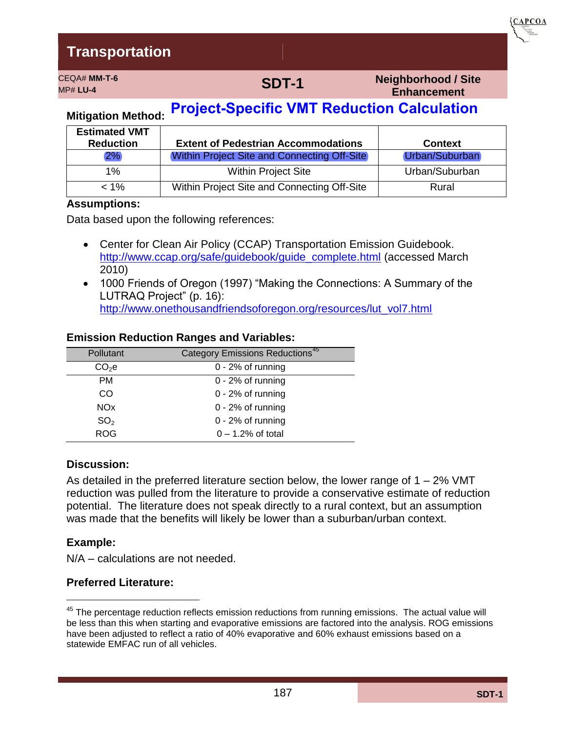# Transportation

CEQA# **MM-T-6**
MP# **LU-4**

**SDT-1**

**Neighborhood / Site Enhancement**

**Mitigation Method:** **Project-Specific VMT Reduction Calculation**

| Estimated VMT Reduction | Extent of Pedestrian Accommodations | Context |
|---|---|---|
| 2% | Within Project Site and Connecting Off-Site | Urban/Suburban |
| 1% | Within Project Site | Urban/Suburban |
| < 1% | Within Project Site and Connecting Off-Site | Rural |

**Assumptions:**

Data based upon the following references:

- Center for Clean Air Policy (CCAP) Transportation Emission Guidebook. http://www.ccap.org/safe/guidebook/guide_complete.html (accessed March 2010)
- 1000 Friends of Oregon (1997) "Making the Connections: A Summary of the LUTRAQ Project" (p. 16): http://www.onethousandfriendsoforegon.org/resources/lut_vol7.html

**Emission Reduction Ranges and Variables:**

| Pollutant | Category Emissions Reductions[45] |
|---|---|
| $CO_2e$ | 0 - 2% of running |
| PM | 0 - 2% of running |
| CO | 0 - 2% of running |
| NOx | 0 - 2% of running |
| $SO_2$ | 0 - 2% of running |
| ROG | 0 – 1.2% of total |

**Discussion:**

As detailed in the preferred literature section below, the lower range of 1 – 2% VMT reduction was pulled from the literature to provide a conservative estimate of reduction potential. The literature does not speak directly to a rural context, but an assumption was made that the benefits will likely be lower than a suburban/urban context.

**Example:**

N/A – calculations are not needed.

**Preferred Literature:**

---

[45] The percentage reduction reflects emission reductions from running emissions. The actual value will be less than this when starting and evaporative emissions are factored into the analysis. ROG emissions have been adjusted to reflect a ratio of 40% evaporative and 60% exhaust emissions based on a statewide EMFAC run of all vehicles.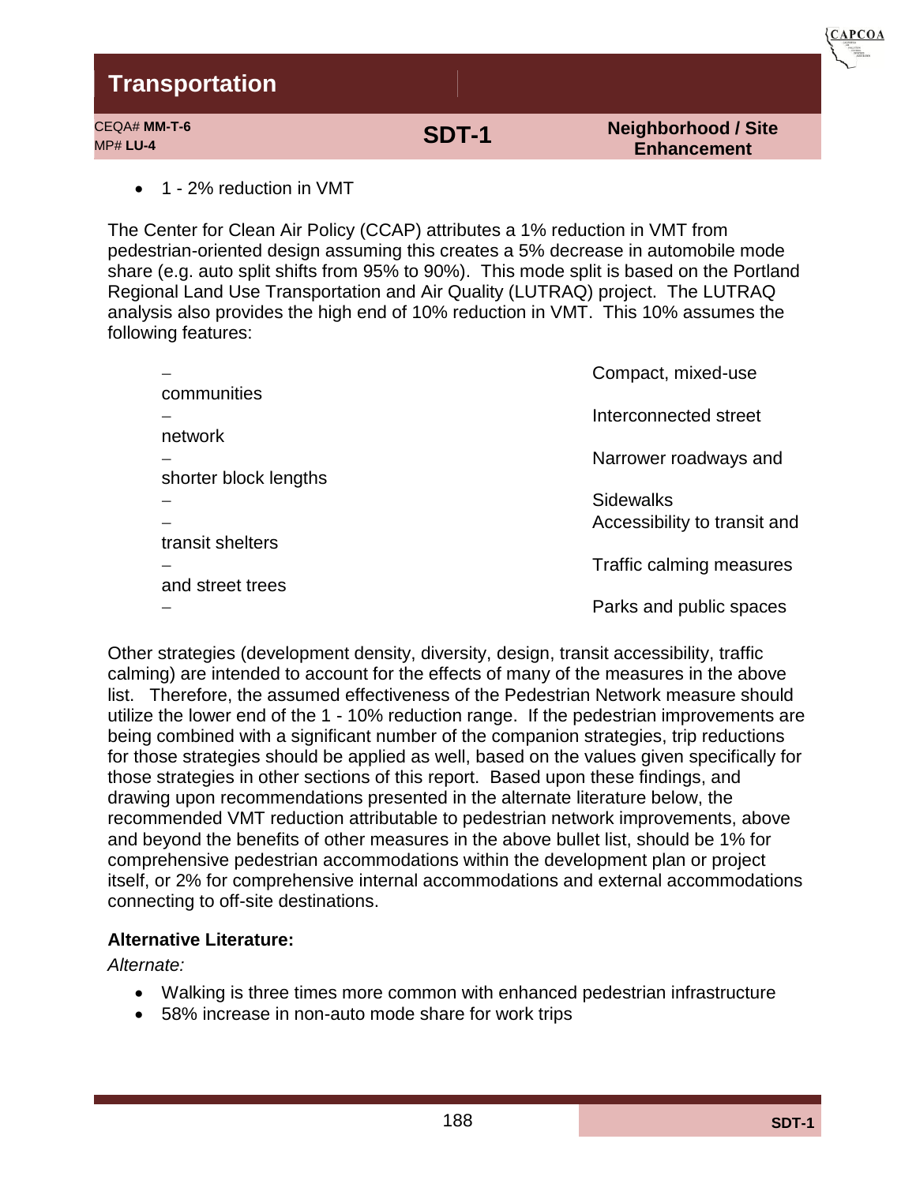# Transportation

CEQA# **MM-T-6**
MP# **LU-4**

**SDT-1**

**Neighborhood / Site Enhancement**

- 1 - 2% reduction in VMT

The Center for Clean Air Policy (CCAP) attributes a 1% reduction in VMT from pedestrian-oriented design assuming this creates a 5% decrease in automobile mode share (e.g. auto split shifts from 95% to 90%). This mode split is based on the Portland Regional Land Use Transportation and Air Quality (LUTRAQ) project. The LUTRAQ analysis also provides the high end of 10% reduction in VMT. This 10% assumes the following features:

- – Compact, mixed-use communities
- – Interconnected street network
- – Narrower roadways and shorter block lengths
- – Sidewalks
- – Accessibility to transit and transit shelters
- – Traffic calming measures and street trees
- – Parks and public spaces

Other strategies (development density, diversity, design, transit accessibility, traffic calming) are intended to account for the effects of many of the measures in the above list. Therefore, the assumed effectiveness of the Pedestrian Network measure should utilize the lower end of the 1 - 10% reduction range. If the pedestrian improvements are being combined with a significant number of the companion strategies, trip reductions for those strategies should be applied as well, based on the values given specifically for those strategies in other sections of this report. Based upon these findings, and drawing upon recommendations presented in the alternate literature below, the recommended VMT reduction attributable to pedestrian network improvements, above and beyond the benefits of other measures in the above bullet list, should be 1% for comprehensive pedestrian accommodations within the development plan or project itself, or 2% for comprehensive internal accommodations and external accommodations connecting to off-site destinations.

**Alternative Literature:**

*Alternate:*

- Walking is three times more common with enhanced pedestrian infrastructure
- 58% increase in non-auto mode share for work trips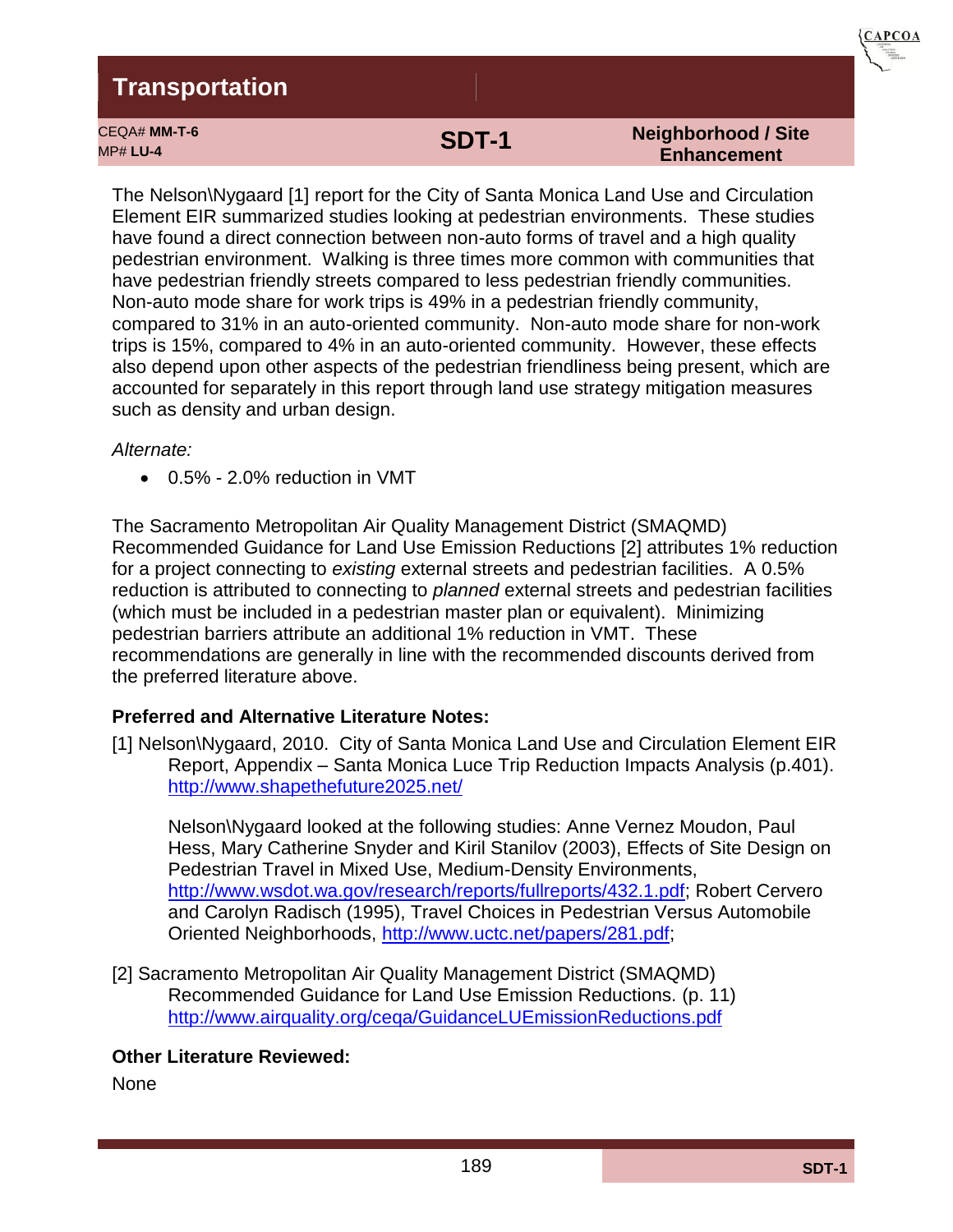# Transportation

CEQA# **MM-T-6**
MP# **LU-4**

## SDT-1

**Neighborhood / Site Enhancement**

The Nelson\Nygaard [1] report for the City of Santa Monica Land Use and Circulation Element EIR summarized studies looking at pedestrian environments. These studies have found a direct connection between non-auto forms of travel and a high quality pedestrian environment. Walking is three times more common with communities that have pedestrian friendly streets compared to less pedestrian friendly communities. Non-auto mode share for work trips is 49% in a pedestrian friendly community, compared to 31% in an auto-oriented community. Non-auto mode share for non-work trips is 15%, compared to 4% in an auto-oriented community. However, these effects also depend upon other aspects of the pedestrian friendliness being present, which are accounted for separately in this report through land use strategy mitigation measures such as density and urban design.

*Alternate:*

- 0.5% - 2.0% reduction in VMT

The Sacramento Metropolitan Air Quality Management District (SMAQMD) Recommended Guidance for Land Use Emission Reductions [2] attributes 1% reduction for a project connecting to *existing* external streets and pedestrian facilities. A 0.5% reduction is attributed to connecting to *planned* external streets and pedestrian facilities (which must be included in a pedestrian master plan or equivalent). Minimizing pedestrian barriers attribute an additional 1% reduction in VMT. These recommendations are generally in line with the recommended discounts derived from the preferred literature above.

**Preferred and Alternative Literature Notes:**

[1] Nelson\Nygaard, 2010. City of Santa Monica Land Use and Circulation Element EIR Report, Appendix – Santa Monica Luce Trip Reduction Impacts Analysis (p.401). http://www.shapethefuture2025.net/

Nelson\Nygaard looked at the following studies: Anne Vernez Moudon, Paul Hess, Mary Catherine Snyder and Kiril Stanilov (2003), Effects of Site Design on Pedestrian Travel in Mixed Use, Medium-Density Environments, http://www.wsdot.wa.gov/research/reports/fullreports/432.1.pdf; Robert Cervero and Carolyn Radisch (1995), Travel Choices in Pedestrian Versus Automobile Oriented Neighborhoods, http://www.uctc.net/papers/281.pdf;

[2] Sacramento Metropolitan Air Quality Management District (SMAQMD) Recommended Guidance for Land Use Emission Reductions. (p. 11) http://www.airquality.org/ceqa/GuidanceLUEmissionReductions.pdf

**Other Literature Reviewed:**

None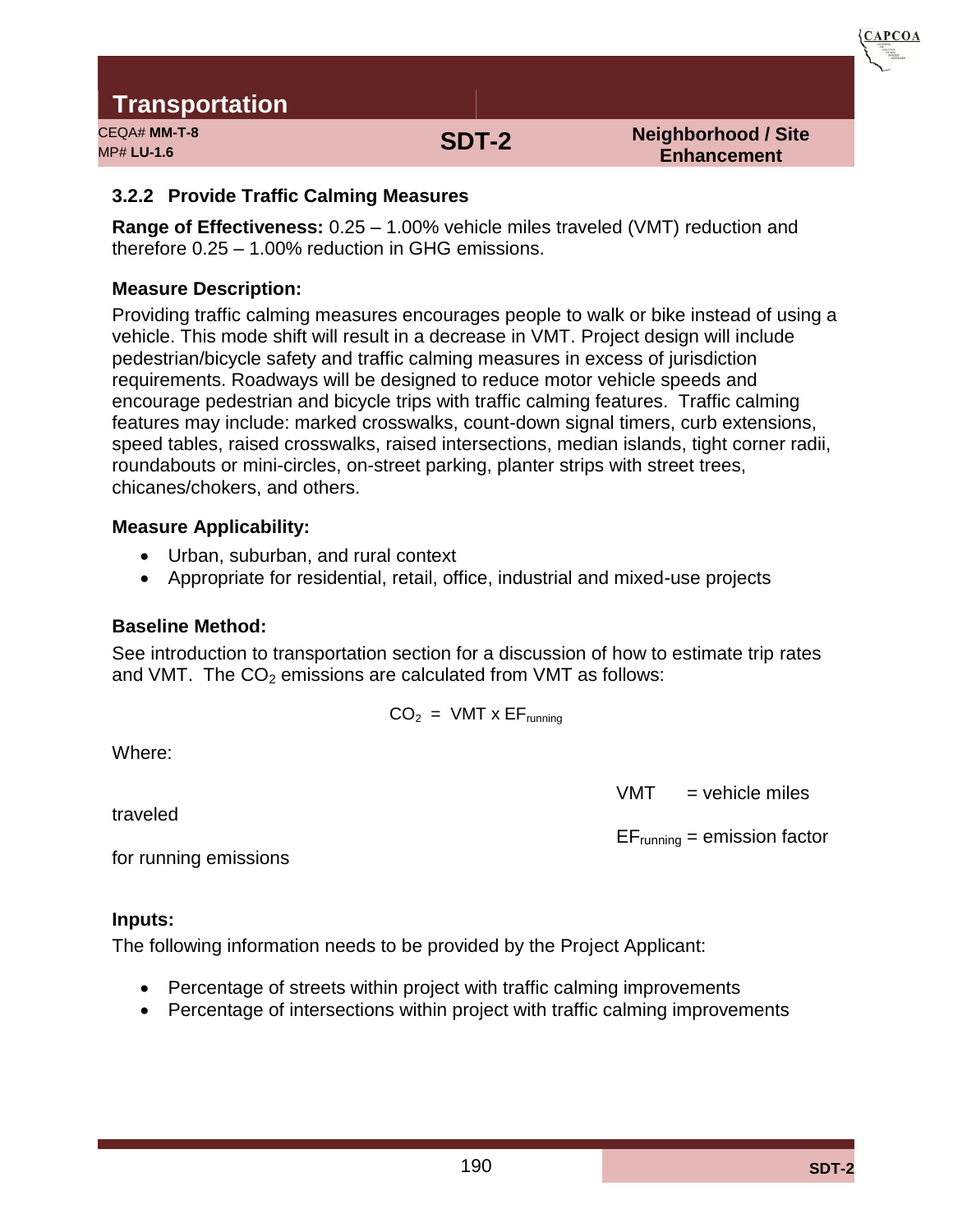# Transportation

CEQA# **MM-T-8**
MP# **LU-1.6**

**SDT-2**

**Neighborhood / Site Enhancement**

### 3.2.2 Provide Traffic Calming Measures

**Range of Effectiveness:** 0.25 – 1.00% vehicle miles traveled (VMT) reduction and therefore 0.25 – 1.00% reduction in GHG emissions.

**Measure Description:**

Providing traffic calming measures encourages people to walk or bike instead of using a vehicle. This mode shift will result in a decrease in VMT. Project design will include pedestrian/bicycle safety and traffic calming measures in excess of jurisdiction requirements. Roadways will be designed to reduce motor vehicle speeds and encourage pedestrian and bicycle trips with traffic calming features. Traffic calming features may include: marked crosswalks, count-down signal timers, curb extensions, speed tables, raised crosswalks, raised intersections, median islands, tight corner radii, roundabouts or mini-circles, on-street parking, planter strips with street trees, chicanes/chokers, and others.

**Measure Applicability:**

- Urban, suburban, and rural context
- Appropriate for residential, retail, office, industrial and mixed-use projects

**Baseline Method:**

See introduction to transportation section for a discussion of how to estimate trip rates and VMT. The $CO_2$ emissions are calculated from VMT as follows:

$$CO_2 = VMT \times EF_{running}$$

Where:

VMT = vehicle miles traveled

$EF_{running}$ = emission factor for running emissions

**Inputs:**

The following information needs to be provided by the Project Applicant:

- Percentage of streets within project with traffic calming improvements
- Percentage of intersections within project with traffic calming improvements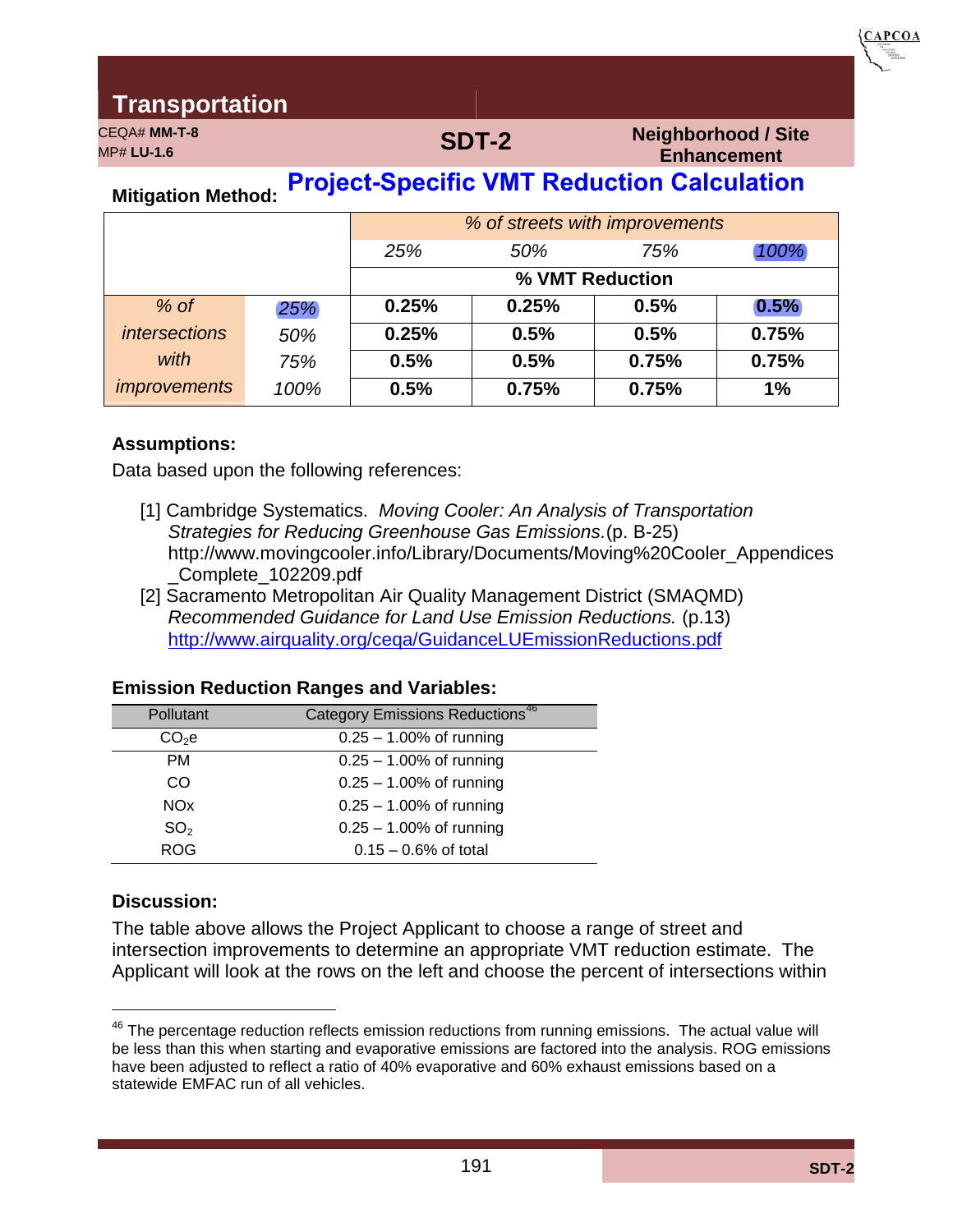## Transportation

CEQA# **MM-T-8**
MP# **LU-1.6**

**SDT-2**

**Neighborhood / Site Enhancement**

**Mitigation Method:** **Project-Specific VMT Reduction Calculation**

| | | *% of streets with improvements* | | | |
|---|---|---|---|---|---|
| | | *25%* | *50%* | *75%* | *100%* |
| | | **% VMT Reduction** | | | |
| *% of intersections with improvements* | *25%* | **0.25%** | **0.25%** | **0.5%** | **0.5%** |
| | *50%* | **0.25%** | **0.5%** | **0.5%** | **0.75%** |
| | *75%* | **0.5%** | **0.5%** | **0.75%** | **0.75%** |
| | *100%* | **0.5%** | **0.75%** | **0.75%** | **1%** |

**Assumptions:**

Data based upon the following references:

[1] Cambridge Systematics. *Moving Cooler: An Analysis of Transportation Strategies for Reducing Greenhouse Gas Emissions.*(p. B-25) http://www.movingcooler.info/Library/Documents/Moving%20Cooler_Appendices_Complete_102209.pdf

[2] Sacramento Metropolitan Air Quality Management District (SMAQMD) *Recommended Guidance for Land Use Emission Reductions.* (p.13) http://www.airquality.org/ceqa/GuidanceLUEmissionReductions.pdf

**Emission Reduction Ranges and Variables:**

| Pollutant | Category Emissions Reductions[46] |
|---|---|
| $CO_2e$ | 0.25 – 1.00% of running |
| PM | 0.25 – 1.00% of running |
| CO | 0.25 – 1.00% of running |
| NOx | 0.25 – 1.00% of running |
| $SO_2$ | 0.25 – 1.00% of running |
| ROG | 0.15 – 0.6% of total |

**Discussion:**

The table above allows the Project Applicant to choose a range of street and intersection improvements to determine an appropriate VMT reduction estimate. The Applicant will look at the rows on the left and choose the percent of intersections within

---

[46] The percentage reduction reflects emission reductions from running emissions. The actual value will be less than this when starting and evaporative emissions are factored into the analysis. ROG emissions have been adjusted to reflect a ratio of 40% evaporative and 60% exhaust emissions based on a statewide EMFAC run of all vehicles.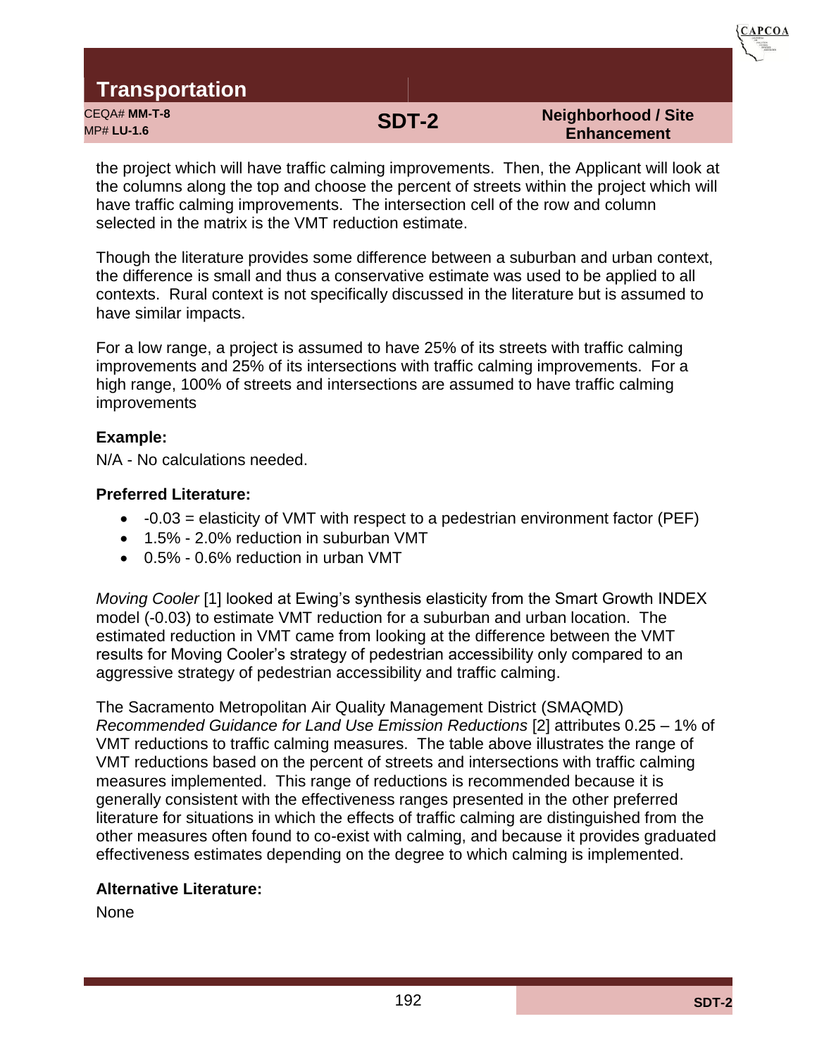the project which will have traffic calming improvements. Then, the Applicant will look at the columns along the top and choose the percent of streets within the project which will have traffic calming improvements. The intersection cell of the row and column selected in the matrix is the VMT reduction estimate.

Though the literature provides some difference between a suburban and urban context, the difference is small and thus a conservative estimate was used to be applied to all contexts. Rural context is not specifically discussed in the literature but is assumed to have similar impacts.

For a low range, a project is assumed to have 25% of its streets with traffic calming improvements and 25% of its intersections with traffic calming improvements. For a high range, 100% of streets and intersections are assumed to have traffic calming improvements

**Example:**

N/A - No calculations needed.

**Preferred Literature:**

- -0.03 = elasticity of VMT with respect to a pedestrian environment factor (PEF)
- 1.5% - 2.0% reduction in suburban VMT
- 0.5% - 0.6% reduction in urban VMT

*Moving Cooler* [1] looked at Ewing's synthesis elasticity from the Smart Growth INDEX model (-0.03) to estimate VMT reduction for a suburban and urban location. The estimated reduction in VMT came from looking at the difference between the VMT results for Moving Cooler's strategy of pedestrian accessibility only compared to an aggressive strategy of pedestrian accessibility and traffic calming.

The Sacramento Metropolitan Air Quality Management District (SMAQMD) *Recommended Guidance for Land Use Emission Reductions* [2] attributes 0.25 – 1% of VMT reductions to traffic calming measures. The table above illustrates the range of VMT reductions based on the percent of streets and intersections with traffic calming measures implemented. This range of reductions is recommended because it is generally consistent with the effectiveness ranges presented in the other preferred literature for situations in which the effects of traffic calming are distinguished from the other measures often found to co-exist with calming, and because it provides graduated effectiveness estimates depending on the degree to which calming is implemented.

**Alternative Literature:**

None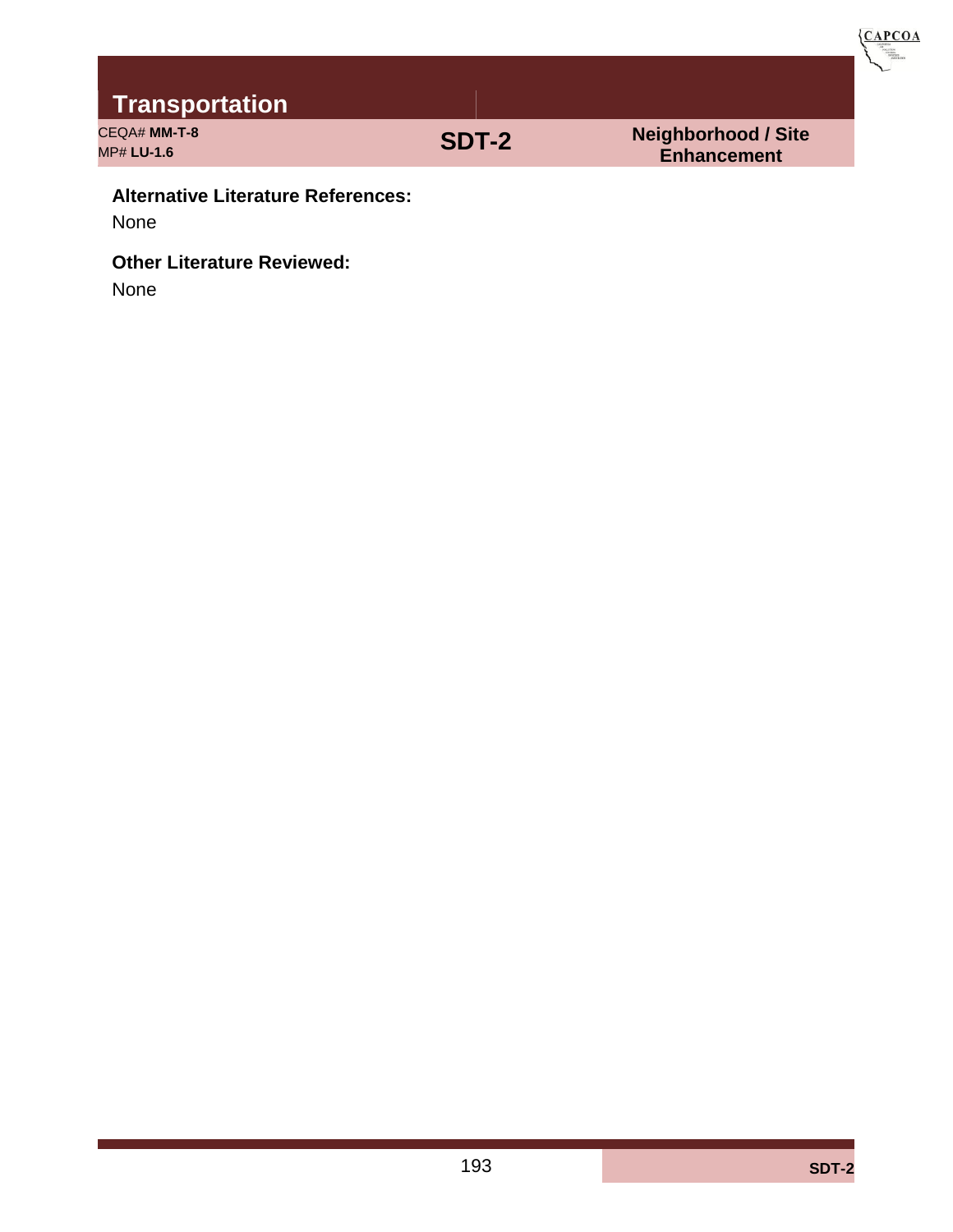**Alternative Literature References:**

None

**Other Literature Reviewed:**

None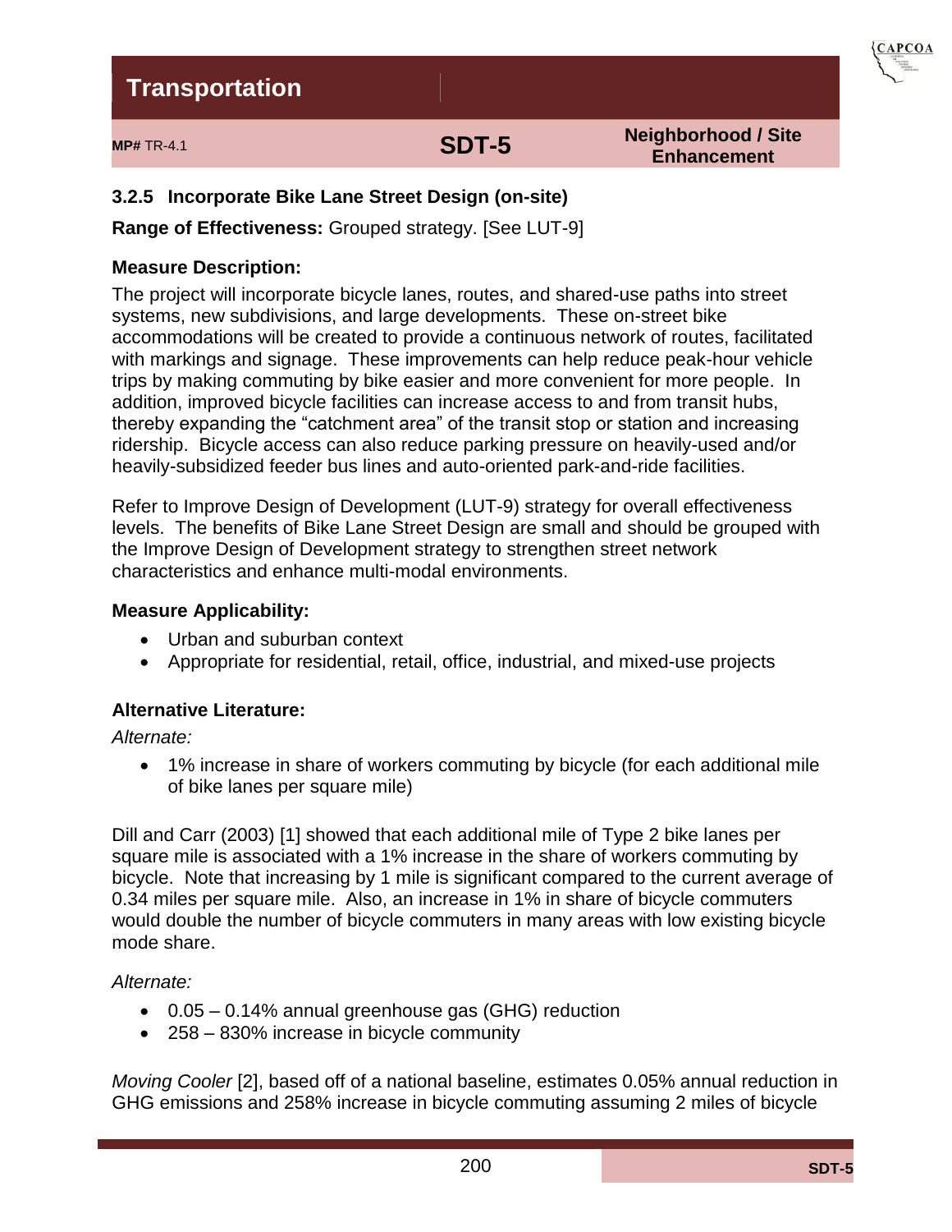# Transportation

**MP#** TR-4.1 | **SDT-5** | **Neighborhood / Site Enhancement**

## 3.2.5 Incorporate Bike Lane Street Design (on-site)

**Range of Effectiveness:** Grouped strategy. [See LUT-9]

### Measure Description:

The project will incorporate bicycle lanes, routes, and shared-use paths into street systems, new subdivisions, and large developments. These on-street bike accommodations will be created to provide a continuous network of routes, facilitated with markings and signage. These improvements can help reduce peak-hour vehicle trips by making commuting by bike easier and more convenient for more people. In addition, improved bicycle facilities can increase access to and from transit hubs, thereby expanding the "catchment area" of the transit stop or station and increasing ridership. Bicycle access can also reduce parking pressure on heavily-used and/or heavily-subsidized feeder bus lines and auto-oriented park-and-ride facilities.

Refer to Improve Design of Development (LUT-9) strategy for overall effectiveness levels. The benefits of Bike Lane Street Design are small and should be grouped with the Improve Design of Development strategy to strengthen street network characteristics and enhance multi-modal environments.

### Measure Applicability:

- Urban and suburban context
- Appropriate for residential, retail, office, industrial, and mixed-use projects

### Alternative Literature:

*Alternate:*

- 1% increase in share of workers commuting by bicycle (for each additional mile of bike lanes per square mile)

Dill and Carr (2003) [1] showed that each additional mile of Type 2 bike lanes per square mile is associated with a 1% increase in the share of workers commuting by bicycle. Note that increasing by 1 mile is significant compared to the current average of 0.34 miles per square mile. Also, an increase in 1% in share of bicycle commuters would double the number of bicycle commuters in many areas with low existing bicycle mode share.

*Alternate:*

- 0.05 – 0.14% annual greenhouse gas (GHG) reduction
- 258 – 830% increase in bicycle community

*Moving Cooler* [2], based off of a national baseline, estimates 0.05% annual reduction in GHG emissions and 258% increase in bicycle commuting assuming 2 miles of bicycle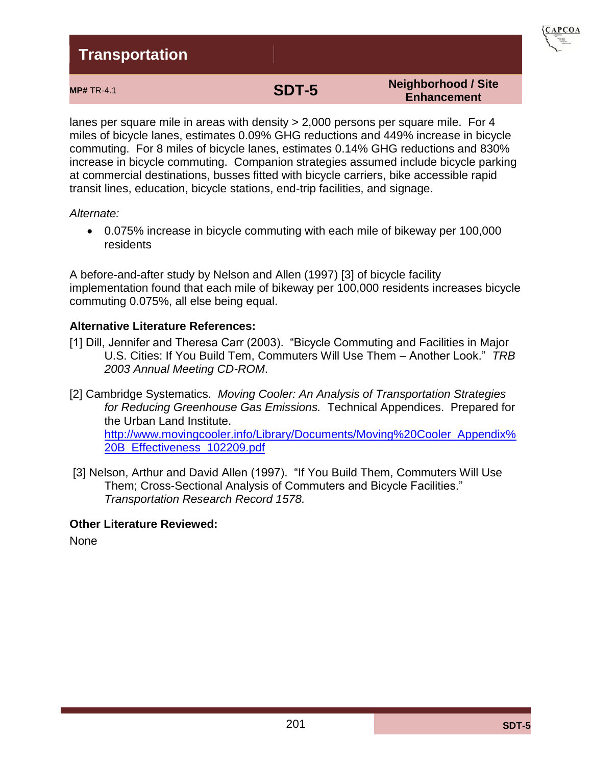lanes per square mile in areas with density > 2,000 persons per square mile. For 4 miles of bicycle lanes, estimates 0.09% GHG reductions and 449% increase in bicycle commuting. For 8 miles of bicycle lanes, estimates 0.14% GHG reductions and 830% increase in bicycle commuting. Companion strategies assumed include bicycle parking at commercial destinations, busses fitted with bicycle carriers, bike accessible rapid transit lines, education, bicycle stations, end-trip facilities, and signage.

*Alternate:*

- 0.075% increase in bicycle commuting with each mile of bikeway per 100,000 residents

A before-and-after study by Nelson and Allen (1997) [3] of bicycle facility implementation found that each mile of bikeway per 100,000 residents increases bicycle commuting 0.075%, all else being equal.

**Alternative Literature References:**

[1] Dill, Jennifer and Theresa Carr (2003). "Bicycle Commuting and Facilities in Major U.S. Cities: If You Build Tem, Commuters Will Use Them – Another Look." *TRB 2003 Annual Meeting CD-ROM*.

[2] Cambridge Systematics. *Moving Cooler: An Analysis of Transportation Strategies for Reducing Greenhouse Gas Emissions.* Technical Appendices. Prepared for the Urban Land Institute. http://www.movingcooler.info/Library/Documents/Moving%20Cooler_Appendix%20B_Effectiveness_102209.pdf

[3] Nelson, Arthur and David Allen (1997). "If You Build Them, Commuters Will Use Them; Cross-Sectional Analysis of Commuters and Bicycle Facilities." *Transportation Research Record 1578.*

**Other Literature Reviewed:**

None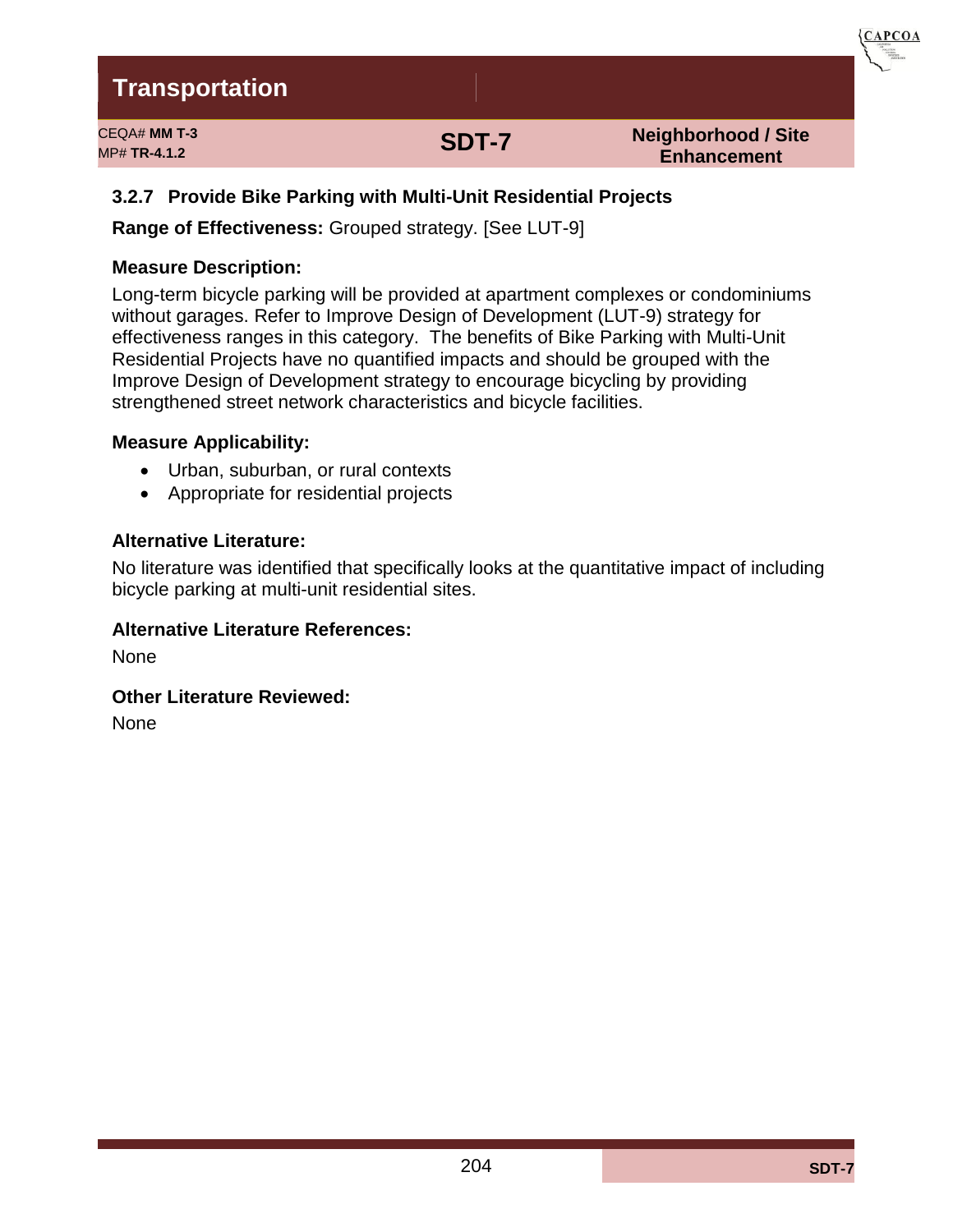# Transportation

CEQA# **MM T-3**
MP# **TR-4.1.2**

**SDT-7**

**Neighborhood / Site Enhancement**

### 3.2.7 Provide Bike Parking with Multi-Unit Residential Projects

**Range of Effectiveness:** Grouped strategy. [See LUT-9]

**Measure Description:**

Long-term bicycle parking will be provided at apartment complexes or condominiums without garages. Refer to Improve Design of Development (LUT-9) strategy for effectiveness ranges in this category. The benefits of Bike Parking with Multi-Unit Residential Projects have no quantified impacts and should be grouped with the Improve Design of Development strategy to encourage bicycling by providing strengthened street network characteristics and bicycle facilities.

**Measure Applicability:**

- Urban, suburban, or rural contexts
- Appropriate for residential projects

**Alternative Literature:**

No literature was identified that specifically looks at the quantitative impact of including bicycle parking at multi-unit residential sites.

**Alternative Literature References:**

None

**Other Literature Reviewed:**

None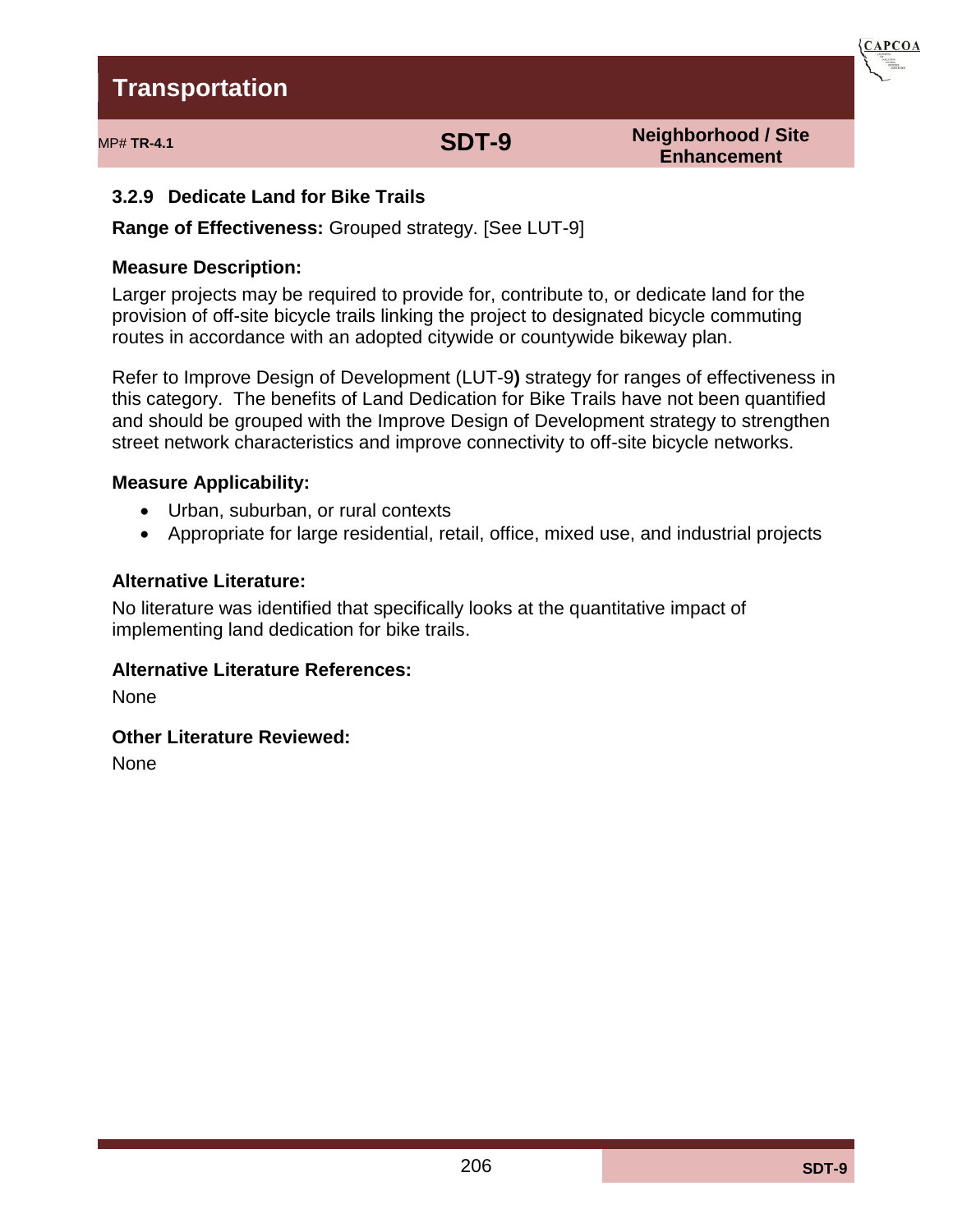# Transportation

MP# **TR-4.1** **SDT-9** **Neighborhood / Site Enhancement**

### 3.2.9 Dedicate Land for Bike Trails

**Range of Effectiveness:** Grouped strategy. [See LUT-9]

**Measure Description:**

Larger projects may be required to provide for, contribute to, or dedicate land for the provision of off-site bicycle trails linking the project to designated bicycle commuting routes in accordance with an adopted citywide or countywide bikeway plan.

Refer to Improve Design of Development (LUT-9**)** strategy for ranges of effectiveness in this category. The benefits of Land Dedication for Bike Trails have not been quantified and should be grouped with the Improve Design of Development strategy to strengthen street network characteristics and improve connectivity to off-site bicycle networks.

**Measure Applicability:**

- Urban, suburban, or rural contexts
- Appropriate for large residential, retail, office, mixed use, and industrial projects

**Alternative Literature:**

No literature was identified that specifically looks at the quantitative impact of implementing land dedication for bike trails.

**Alternative Literature References:**

None

**Other Literature Reviewed:**

None